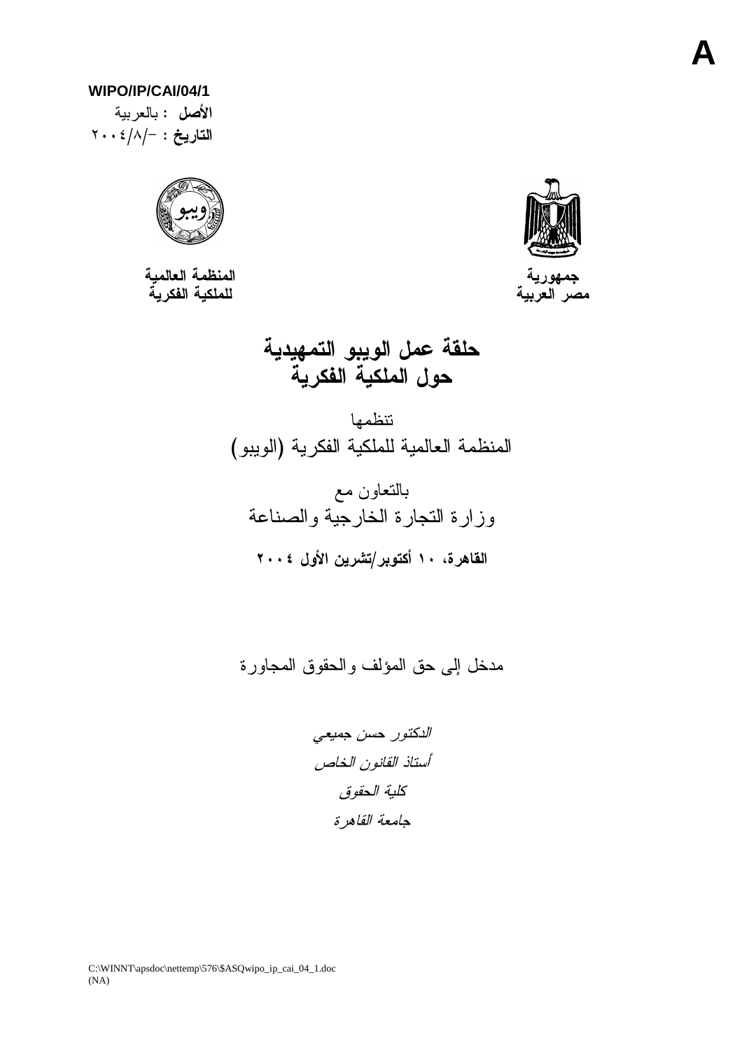A

WIPO/IP/CAI/04/1

**الأصل** : بالعربية

**التاريخ** : -/٢٠٠٤/٨

**المنظمة العالمية للملكية الفكرية**

**جمهورية مصر العربية**

# حلقة عمل الويبو التمهيدية حول الملكية الفكرية

تنظمها

المنظمة العالمية للملكية الفكرية (الويبو)

بالتعاون مع

وزارة التجارة الخارجية والصناعة

**القاهرة، ١٠ أكتوبر/تشرين الأول ٢٠٠٤**

مدخل إلى حق المؤلف والحقوق المجاورة

*الدكتور حسن جميعي*

*أستاذ القانون الخاص*

*كلية الحقوق*

*جامعة القاهرة*

C:\WINNT\apsdoc\nettemp\576\$ASQwipo_ip_cai_04_1.doc
(NA)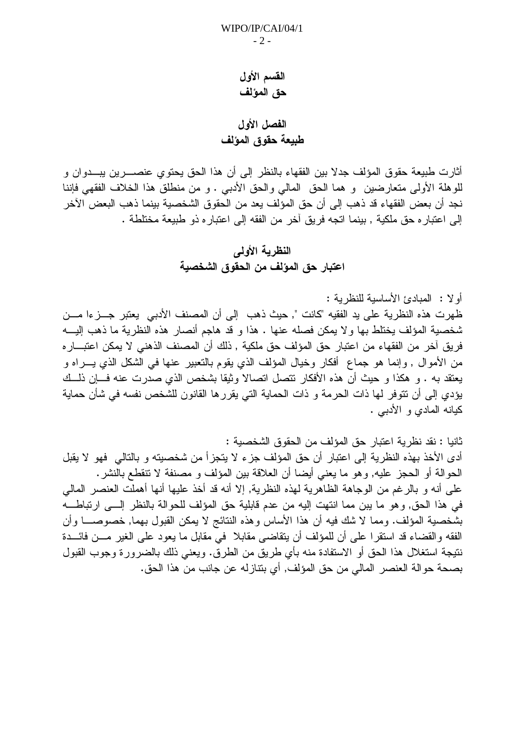# القسم الأول
# حق المؤلف

## الفصل الأول
## طبيعة حقوق المؤلف

أثارت طبيعة حقوق المؤلف جدلا بين الفقهاء بالنظر إلى أن هذا الحق يحتوي عنصرين يبدوان و للوهلة الأولى متعارضين و هما الحق المالي والحق الأدبي . و من منطلق هذا الخلاف الفقهي فإننا نجد أن بعض الفقهاء قد ذهب إلى أن حق المؤلف يعد من الحقوق الشخصية بينما ذهب البعض الآخر إلى اعتباره حق ملكية , بينما اتجه فريق آخر من الفقه إلى اعتباره ذو طبيعة مختلطة .

### النظرية الأولى
### اعتبار حق المؤلف من الحقوق الشخصية

أولا : المبادئ الأساسية للنظرية :

ظهرت هذه النظرية على يد الفقيه "كانت ", حيث ذهب إلى أن المصنف الأدبي يعتبر جزءا من شخصية المؤلف يختلط بها ولا يمكن فصله عنها . هذا و قد هاجم أنصار هذه النظرية ما ذهب إليه فريق آخر من الفقهاء من اعتبار حق المؤلف حق ملكية , ذلك أن المصنف الذهني لا يمكن اعتباره من الأموال , وإنما هو جماع أفكار وخيال المؤلف الذي يقوم بالتعبير عنها في الشكل الذي يراه و يعتقد به . و هكذا و حيث أن هذه الأفكار تتصل اتصالا وثيقا بشخص الذي صدرت عنه فإن ذلك يؤدي إلى أن تتوفر لها ذات الحرمة و ذات الحماية التي يقررها القانون للشخص نفسه في شأن حماية كيانه المادي و الأدبي .

ثانيا : نقد نظرية اعتبار حق المؤلف من الحقوق الشخصية :

أدى الأخذ بهذه النظرية إلى اعتبار أن حق المؤلف جزء لا يتجزأ من شخصيته و بالتالي فهو لا يقبل الحوالة أو الحجز عليه, وهو ما يعني أيضا أن العلاقة بين المؤلف و مصنفة لا تنقطع بالنشر.

على أنه و بالرغم من الوجاهة الظاهرية لهذه النظرية, إلا أنه قد أخذ عليها أنها أهملت العنصر المالي في هذا الحق, وهو ما يبن مما انتهت إليه من عدم قابلية حق المؤلف للحوالة بالنظر إلى ارتباطه بشخصية المؤلف. ومما لا شك فيه أن هذا الأساس وهذه النتائج لا يمكن القبول بهما, خصوصا وأن الفقه والقضاء قد استقرا على أن للمؤلف أن يتقاضى مقابلا في مقابل ما يعود على الغير من فائدة نتيجة استغلال هذا الحق أو الاستفادة منه بأي طريق من الطرق. ويعني ذلك بالضرورة وجوب القبول بصحة حوالة العنصر المالي من حق المؤلف, أي بتنازله عن جانب من هذا الحق.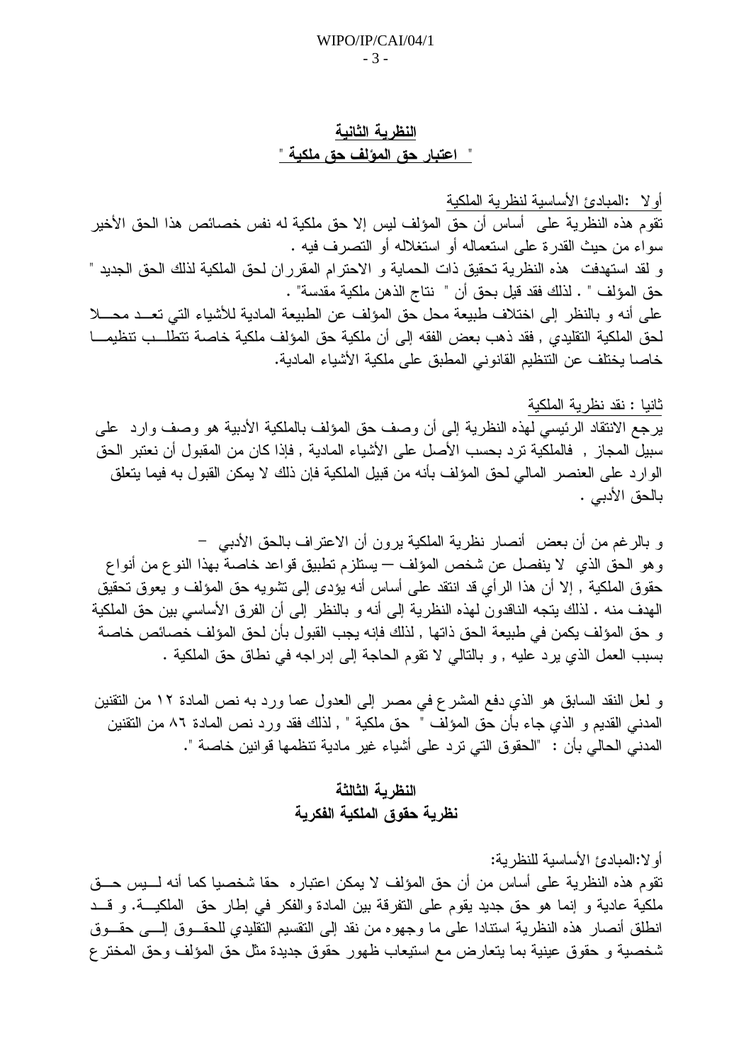## النظرية الثانية
## " اعتبار حق المؤلف حق ملكية "

أولا :المبادئ الأساسية لنظرية الملكية

تقوم هذه النظرية على أساس أن حق المؤلف ليس إلا حق ملكية له نفس خصائص هذا الحق الأخير سواء من حيث القدرة على استعماله أو استغلاله أو التصرف فيه .

و لقد استهدفت هذه النظرية تحقيق ذات الحماية و الاحترام المقرران لحق الملكية لذلك الحق الجديد " حق المؤلف " . لذلك فقد قيل بحق أن " نتاج الذهن ملكية مقدسة" .

على أنه و بالنظر إلى اختلاف طبيعة محل حق المؤلف عن الطبيعة المادية للأشياء التي تعد محلا لحق الملكية التقليدي , فقد ذهب بعض الفقه إلى أن ملكية حق المؤلف ملكية خاصة تتطلب تنظيما خاصا يختلف عن التنظيم القانوني المطبق على ملكية الأشياء المادية.

ثانيا : نقد نظرية الملكية

يرجع الانتقاد الرئيسي لهذه النظرية إلى أن وصف حق المؤلف بالملكية الأدبية هو وصف وارد على سبيل المجاز , فالملكية ترد بحسب الأصل على الأشياء المادية , فإذا كان من المقبول أن نعتبر الحق الوارد على العنصر المالي لحق المؤلف بأنه من قبيل الملكية فإن ذلك لا يمكن القبول به فيما يتعلق بالحق الأدبي .

و بالرغم من أن بعض أنصار نظرية الملكية يرون أن الاعتراف بالحق الأدبي – وهو الحق الذي لا ينفصل عن شخص المؤلف – يستلزم تطبيق قواعد خاصة بهذا النوع من أنواع حقوق الملكية , إلا أن هذا الرأي قد انتقد على أساس أنه يؤدى إلى تشويه حق المؤلف و يعوق تحقيق الهدف منه . لذلك يتجه الناقدون لهذه النظرية إلى أنه و بالنظر إلى أن الفرق الأساسي بين حق الملكية و حق المؤلف يكمن في طبيعة الحق ذاتها , لذلك فإنه يجب القبول بأن لحق المؤلف خصائص خاصة بسبب العمل الذي يرد عليه , و بالتالي لا تقوم الحاجة إلى إدراجه في نطاق حق الملكية .

و لعل النقد السابق هو الذي دفع المشرع في مصر إلى العدول عما ورد به نص المادة ١٢ من التقنين المدني القديم و الذي جاء بأن حق المؤلف " حق ملكية " , لذلك فقد ورد نص المادة ٨٦ من التقنين المدني الحالي بأن : "الحقوق التي ترد على أشياء غير مادية تنظمها قوانين خاصة ".

## النظرية الثالثة
## نظرية حقوق الملكية الفكرية

أولا:المبادئ الأساسية للنظرية:

تقوم هذه النظرية على أساس من أن حق المؤلف لا يمكن اعتباره حقا شخصيا كما أنه ليس حق ملكية عادية و إنما هو حق جديد يقوم على التفرقة بين المادة والفكر في إطار حق الملكية. و قد انطلق أنصار هذه النظرية استنادا على ما وجهوه من نقد إلى التقسيم التقليدي للحقوق إلى حقوق شخصية و حقوق عينية بما يتعارض مع استيعاب ظهور حقوق جديدة مثل حق المؤلف وحق المخترع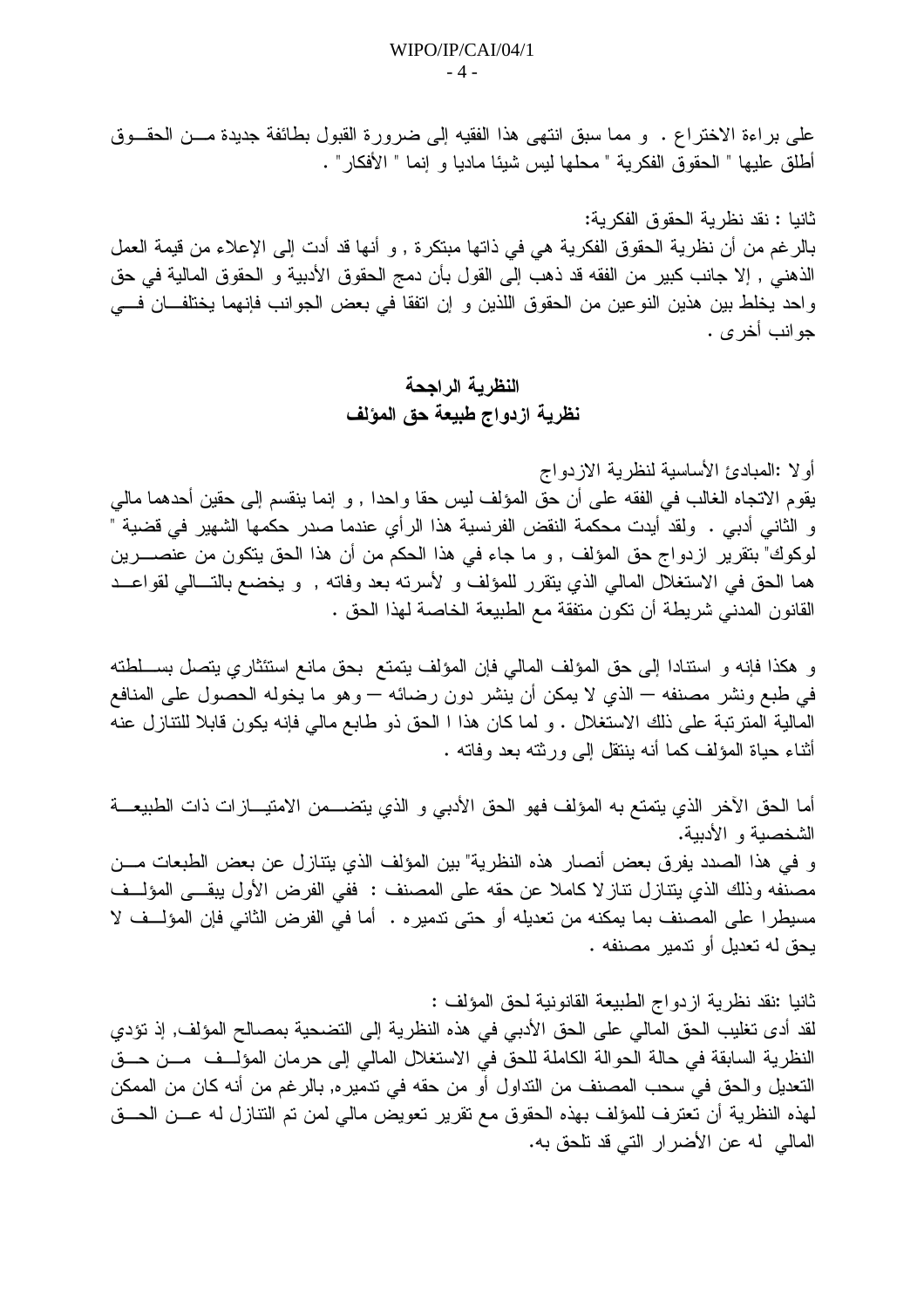على براءة الاختراع . و مما سبق انتهى هذا الفقيه إلى ضرورة القبول بطائفة جديدة من الحقوق أطلق عليها " الحقوق الفكرية " محلها ليس شيئا ماديا و إنما " الأفكار" .

ثانيا : نقد نظرية الحقوق الفكرية:
بالرغم من أن نظرية الحقوق الفكرية هي في ذاتها مبتكرة , و أنها قد أدت إلى الإعلاء من قيمة العمل الذهني , إلا جانب كبير من الفقه قد ذهب إلى القول بأن دمج الحقوق الأدبية و الحقوق المالية في حق واحد يخلط بين هذين النوعين من الحقوق اللذين و إن اتفقا في بعض الجوانب فإنهما يختلفان في جوانب أخرى .

## النظرية الراجحة
## نظرية ازدواج طبيعة حق المؤلف

أولا :المبادئ الأساسية لنظرية الازدواج
يقوم الاتجاه الغالب في الفقه على أن حق المؤلف ليس حقا واحدا , و إنما ينقسم إلى حقين أحدهما مالي و الثاني أدبي . ولقد أيدت محكمة النقض الفرنسية هذا الرأي عندما صدر حكمها الشهير في قضية " لوكوك" بتقرير ازدواج حق المؤلف , و ما جاء في هذا الحكم من أن هذا الحق يتكون من عنصرين هما الحق في الاستغلال المالي الذي يتقرر للمؤلف و لأسرته بعد وفاته , و يخضع بالتالي لقواعد القانون المدني شريطة أن تكون متفقة مع الطبيعة الخاصة لهذا الحق .

و هكذا فإنه و استنادا إلى حق المؤلف المالي فإن المؤلف يتمتع بحق مانع استئثاري يتصل بسلطته في طبع ونشر مصنفه – الذي لا يمكن أن ينشر دون رضائه – وهو ما يخوله الحصول على المنافع المالية المترتبة على ذلك الاستغلال . و لما كان هذا ا الحق ذو طابع مالي فإنه يكون قابلا للتنازل عنه أثناء حياة المؤلف كما أنه ينتقل إلى ورثته بعد وفاته .

أما الحق الآخر الذي يتمتع به المؤلف فهو الحق الأدبي و الذي يتضمن الامتيازات ذات الطبيعة الشخصية و الأدبية.
و في هذا الصدد يفرق بعض أنصار هذه النظرية" بين المؤلف الذي يتنازل عن بعض الطبعات من مصنفه وذلك الذي يتنازل تنازلا كاملا عن حقه على المصنف : ففي الفرض الأول يبقى المؤلف مسيطرا على المصنف بما يمكنه من تعديله أو حتى تدميره . أما في الفرض الثاني فإن المؤلف لا يحق له تعديل أو تدمير مصنفه .

ثانيا :نقد نظرية ازدواج الطبيعة القانونية لحق المؤلف :
لقد أدى تغليب الحق المالي على الحق الأدبي في هذه النظرية إلى التضحية بمصالح المؤلف, إذ تؤدي النظرية السابقة في حالة الحوالة الكاملة للحق في الاستغلال المالي إلى حرمان المؤلف من حق التعديل والحق في سحب المصنف من التداول أو من حقه في تدميره, بالرغم من أنه كان من الممكن لهذه النظرية أن تعترف للمؤلف بهذه الحقوق مع تقرير تعويض مالي لمن تم التنازل له عن الحق المالي له عن الأضرار التي قد تلحق به.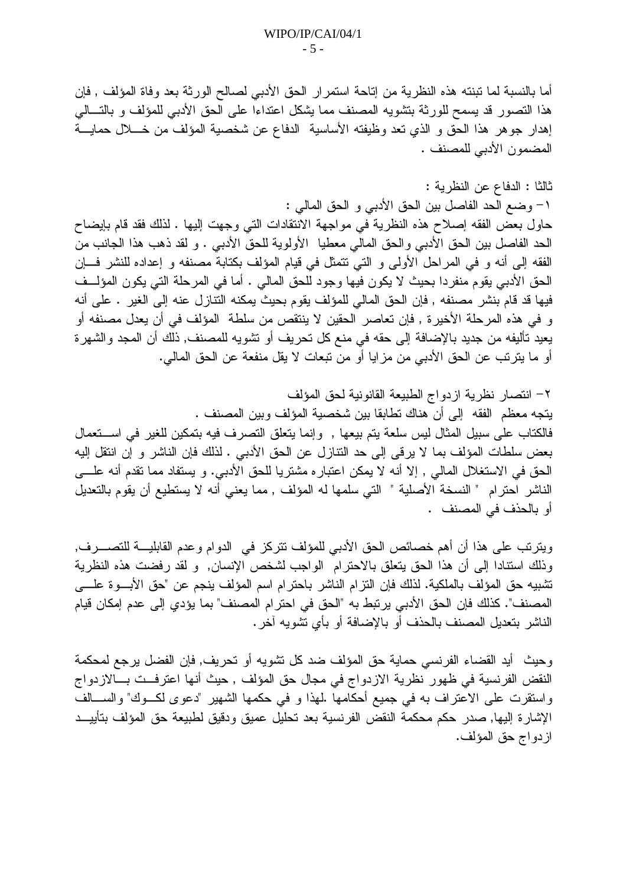أما بالنسبة لما تبنته هذه النظرية من إتاحة استمرار الحق الأدبي لصالح الورثة بعد وفاة المؤلف , فإن هذا التصور قد يسمح للورثة بتشويه المصنف مما يشكل اعتداءا على الحق الأدبي للمؤلف و بالتالي إهدار جوهر هذا الحق و الذي تعد وظيفته الأساسية الدفاع عن شخصية المؤلف من خلال حماية المضمون الأدبي للمصنف .

ثالثا : الدفاع عن النظرية :

١- وضع الحد الفاصل بين الحق الأدبي و الحق المالي :

حاول بعض الفقه إصلاح هذه النظرية في مواجهة الانتقادات التي وجهت إليها . لذلك فقد قام بإيضاح الحد الفاصل بين الحق الأدبي والحق المالي معطيا الأولوية للحق الأدبي . و لقد ذهب هذا الجانب من الفقه إلى أنه و في المراحل الأولى و التي تتمثل في قيام المؤلف بكتابة مصنفه و إعداده للنشر فإن الحق الأدبي يقوم منفردا بحيث لا يكون فيها وجود للحق المالي . أما في المرحلة التي يكون المؤلف فيها قد قام بنشر مصنفه , فإن الحق المالي للمؤلف يقوم بحيث يمكنه التنازل عنه إلى الغير . على أنه و في هذه المرحلة الأخيرة , فإن تعاصر الحقين لا ينتقص من سلطة المؤلف في أن يعدل مصنفه أو يعيد تأليفه من جديد بالإضافة إلى حقه في منع كل تحريف أو تشويه للمصنف, ذلك أن المجد والشهرة أو ما يترتب عن الحق الأدبي من مزايا أو من تبعات لا يقل منفعة عن الحق المالي.

٢- انتصار نظرية ازدواج الطبيعة القانونية لحق المؤلف

يتجه معظم الفقه إلى أن هناك تطابقا بين شخصية المؤلف وبين المصنف .

فالكتاب على سبيل المثال ليس سلعة يتم بيعها , وإنما يتعلق التصرف فيه بتمكين للغير في استعمال بعض سلطات المؤلف بما لا يرقى إلى حد التنازل عن الحق الأدبي . لذلك فإن الناشر و إن انتقل إليه الحق في الاستغلال المالي , إلا أنه لا يمكن اعتباره مشتريا للحق الأدبي. و يستفاد مما تقدم أنه على الناشر احترام " النسخة الأصلية " التي سلمها له المؤلف , مما يعني أنه لا يستطيع أن يقوم بالتعديل أو بالحذف في المصنف .

ويترتب على هذا أن أهم خصائص الحق الأدبي للمؤلف تتركز في الدوام وعدم القابلية للتصرف, وذلك استنادا إلى أن هذا الحق يتعلق بالاحترام الواجب لشخص الإنسان, و لقد رفضت هذه النظرية تشبيه حق المؤلف بالملكية. لذلك فإن التزام الناشر باحترام اسم المؤلف ينجم عن "حق الأبوة على المصنف". كذلك فإن الحق الأدبي يرتبط به "الحق في احترام المصنف" بما يؤدي إلى عدم إمكان قيام الناشر بتعديل المصنف بالحذف أو بالإضافة أو بأي تشويه آخر.

وحيث أيد القضاء الفرنسي حماية حق المؤلف ضد كل تشويه أو تحريف, فإن الفضل يرجع لمحكمة النقض الفرنسية في ظهور نظرية الازدواج في مجال حق المؤلف , حيث أنها اعترفت بالازدواج واستقرت على الاعتراف به في جميع أحكامها .لهذا و في حكمها الشهير "دعوى لكوك" والسالف الإشارة إليها, صدر حكم محكمة النقض الفرنسية بعد تحليل عميق ودقيق لطبيعة حق المؤلف بتأييد ازدواج حق المؤلف.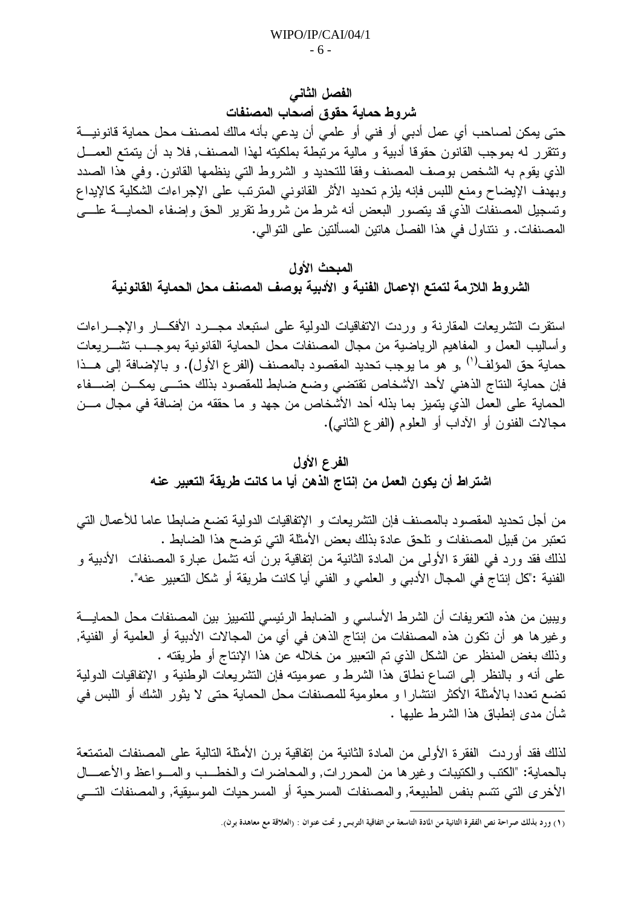## الفصل الثاني

## شروط حماية حقوق أصحاب المصنفات

حتى يمكن لصاحب أي عمل أدبي أو فني أو علمي أن يدعي بأنه مالك لمصنف محل حماية قانونية وتتقرر له بموجب القانون حقوقا أدبية و مالية مرتبطة بملكيته لهذا المصنف, فلا بد أن يتمتع العمل الذي يقوم به الشخص بوصف المصنف وفقا للتحديد و الشروط التي ينظمها القانون. وفي هذا الصدد وبهدف الإيضاح ومنع اللبس فإنه يلزم تحديد الأثر القانوني المترتب على الإجراءات الشكلية كالإيداع وتسجيل المصنفات الذي قد يتصور البعض أنه شرط من شروط تقرير الحق وإضفاء الحماية على المصنفات. و نتناول في هذا الفصل هاتين المسألتين على التوالي.

### المبحث الأول

### الشروط اللازمة لتمتع الإعمال الفنية و الأدبية بوصف المصنف محل الحماية القانونية

استقرت التشريعات المقارنة و وردت الاتفاقيات الدولية على استبعاد مجرد الأفكار والإجراءات وأساليب العمل و المفاهيم الرياضية من مجال المصنفات محل الحماية القانونية بموجب تشريعات حماية حق المؤلف[1] ,و هو ما يوجب تحديد المقصود بالمصنف (الفرع الأول). و بالإضافة إلى هذا فإن حماية النتاج الذهني لأحد الأشخاص تقتضي وضع ضابط للمقصود بذلك حتى يمكن إضفاء الحماية على العمل الذي يتميز بما بذله أحد الأشخاص من جهد و ما حققه من إضافة في مجال من مجالات الفنون أو الآداب أو العلوم (الفرع الثاني).

#### الفرع الأول

#### اشتراط أن يكون العمل من إنتاج الذهن أيا ما كانت طريقة التعبير عنه

من أجل تحديد المقصود بالمصنف فإن التشريعات و الإتفاقيات الدولية تضع ضابطا عاما للأعمال التي تعتبر من قبيل المصنفات و تلحق عادة بذلك بعض الأمثلة التي توضح هذا الضابط .
لذلك فقد ورد في الفقرة الأولى من المادة الثانية من إتفاقية برن أنه تشمل عبارة المصنفات الأدبية و الفنية :"كل إنتاج في المجال الأدبي و العلمي و الفني أيا كانت طريقة أو شكل التعبير عنه".

ويبين من هذه التعريفات أن الشرط الأساسي و الضابط الرئيسي للتمييز بين المصنفات محل الحماية وغيرها هو أن تكون هذه المصنفات من إنتاج الذهن في أي من المجالات الأدبية أو العلمية أو الفنية, وذلك بغض المنظر عن الشكل الذي تم التعبير من خلاله عن هذا الإنتاج أو طريقته .
على أنه و بالنظر إلى اتساع نطاق هذا الشرط و عموميته فإن التشريعات الوطنية و الإتفاقيات الدولية تضع تعددا بالأمثلة الأكثر انتشارا و معلومية للمصنفات محل الحماية حتى لا يثور الشك أو اللبس في شأن مدى إنطباق هذا الشرط عليها .

لذلك فقد أوردت الفقرة الأولى من المادة الثانية من إتفاقية برن الأمثلة التالية على المصنفات المتمتعة بالحماية: "الكتب والكتيبات وغيرها من المحررات, والمحاضرات والخطب والمواعظ والأعمال الأخرى التي تتسم بنفس الطبيعة, والمصنفات المسرحية أو المسرحيات الموسيقية, والمصنفات التي

---

(١) ورد بذلك صراحة نص الفقرة الثانية من المادة التاسعة من اتفاقية التربس و تحت عنوان : (العلاقة مع معاهدة برن).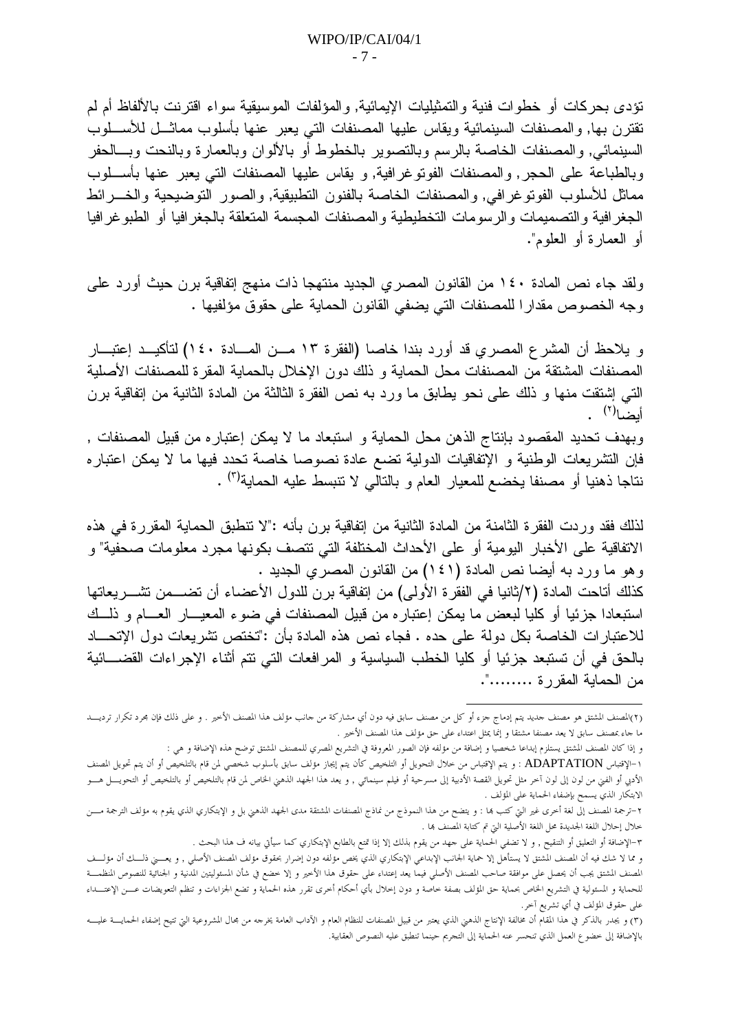تؤدى بحركات أو خطوات فنية والتمثيليات الإيمائية, والمؤلفات الموسيقية سواء اقترنت بالألفاظ أم لم تقترن بها, والمصنفات السينمائية ويقاس عليها المصنفات التي يعبر عنها بأسلوب مماثل للأسلوب السينمائي, والمصنفات الخاصة بالرسم وبالتصوير بالخطوط أو بالألوان وبالعمارة وبالنحت وبالحفر وبالطباعة على الحجر, والمصنفات الفوتوغرافية, و يقاس عليها المصنفات التي يعبر عنها بأسلوب مماثل للأسلوب الفوتوغرافي, والمصنفات الخاصة بالفنون التطبيقية, والصور التوضيحية والخرائط الجغرافية والتصميمات والرسومات التخطيطية والمصنفات المجسمة المتعلقة بالجغرافيا أو الطبوغرافيا أو العمارة أو العلوم".

ولقد جاء نص المادة ١٤٠ من القانون المصري الجديد منتهجا ذات منهج إتفاقية برن حيث أورد على وجه الخصوص مقدارا للمصنفات التي يضفي القانون الحماية على حقوق مؤلفيها .

و يلاحظ أن المشرع المصري قد أورد بندا خاصا (الفقرة ١٣ من المادة ١٤٠) لتأكيد إعتبار المصنفات المشتقة من المصنفات محل الحماية و ذلك دون الإخلال بالحماية المقررة للمصنفات الأصلية التي إشتقت منها و ذلك على نحو يطابق ما ورد به نص الفقرة الثالثة من المادة الثانية من إتفاقية برن أيضا[2] .

وبهدف تحديد المقصود بإنتاج الذهن محل الحماية و استبعاد ما لا يمكن إعتباره من قبيل المصنفات , فإن التشريعات الوطنية و الإتفاقيات الدولية تضع عادة نصوصا خاصة تحدد فيها ما لا يمكن اعتباره نتاجا ذهنيا أو مصنفا يخضع للمعيار العام و بالتالي لا تنبسط عليه الحماية[3] .

لذلك فقد وردت الفقرة الثامنة من المادة الثانية من إتفاقية برن بأنه :"لا تنطبق الحماية المقررة في هذه الاتفاقية على الأخبار اليومية أو على الأحداث المختلفة التي تتصف بكونها مجرد معلومات صحفية" و وهو ما ورد به أيضا نص المادة (١٤١) من القانون المصري الجديد .
كذلك أتاحت المادة (٢/ثانيا في الفقرة الأولى) من إتفاقية برن للدول الأعضاء أن تضمن تشريعاتها استبعادا جزئيا أو كليا لبعض ما يمكن إعتباره من قبيل المصنفات في ضوء المعيار العام و ذلك للاعتبارات الخاصة بكل دولة على حده . فجاء نص هذه المادة بأن :"تختص تشريعات دول الإتحاد بالحق في أن تستبعد جزئيا أو كليا الخطب السياسية و المرافعات التي تتم أثناء الإجراءات القضائية من الحماية المقررة ........".

---

(٢)المصنف المشتق هو مصنف جديد يتم إدماج جزء أو كل من مصنف سابق فيه دون أي مشاركة من جانب مؤلف هذا المصنف الأخير . و على ذلك فإن مجرد تكرار ترديد ما جاء بمصنف سابق لا يعد مصنفا مشتقا و إنما يمثل اعتداء على حق مؤلف هذا المصنف الأخير .

و إذا كان المصنف المشتق يستلزم إبداعا شخصيا و إضافة من مؤلفه فإن الصور المعروفة في التشريع المصري للمصنف المشتق توضح هذه الإضافة و هي :

١-الإقتباس ADAPTATION : و يتم الإقتباس من خلال التحويل أو التلخيص كأن يتم إنجاز مؤلف سابق بأسلوب شخصي لمن قام بالتلخيص أو أن يتم تحويل المصنف الأدبي أو الفني من لون إلى لون آخر مثل تحويل القصة الأدبية إلى مسرحية أو فيلم سينمائي , و يعد هذا الجهد الذهني الخاص لمن قام بالتلخيص أو بالتلخيص أو التحويل هو الابتكار الذي يسمح بإضفاء الحماية على المؤلف .

٢-ترجمة المصنف إلى لغة أخرى غير التي كتب بها : و يتضح من هذا النموذج من نماذج المصنفات المشتقة مدى الجهد الذهني بل و الإبتكاري الذي يقوم به مؤلف الترجمة من خلال إحلال اللغة الجديدة محل اللغة الأصلية التي تم كتابة المصنف بها .

٣-الإضافة أو التعليق أو التنقيح , و لا تضفي الحماية على جهد من يقوم بذلك إلا إذا تمتع بالطابع الإبتكاري كما سيأتي بيانه ف هذا البحث .

و مما لا شك فيه أن المصنف المشتق لا يستأهل إلا حماية الجانب الإبداعي الإبتكاري الذي يخص مؤلفه دون إضرار بحقوق مؤلف المصنف الأصلي , و يعني ذلك أن مؤلف المصنف المشتق يجب أن يحصل على موافقة صاحب المصنف الأصلي فيما يعد إعتداء على حقوق هذا الأخير و إلا خضع في شأن المسئوليتين المدنية و الجنائية للنصوص المنظمة للحماية و المسئولية في التشريع الخاص بحماية حق المؤلف بصفة خاصة و دون إخلال بأي أحكام أخرى تقرر هذه الحماية و تضع الجزاءات و تنظم التعويضات عن الإعتداء على حقوق المؤلف في أي تشريع آخر.

(٣) و يجدر بالذكر في هذا المقام أن مخالفة الإنتاج الذهني الذي يعتبر من قبيل المصنفات للنظام العام و الآداب العامة يخرجه من مجال المشروعية التي تتيح إضفاء الحماية عليه بالإضافة إلى خضوع العمل الذي تنحسر عنه الحماية إلى التجريم حينما تنطبق عليه النصوص العقابية.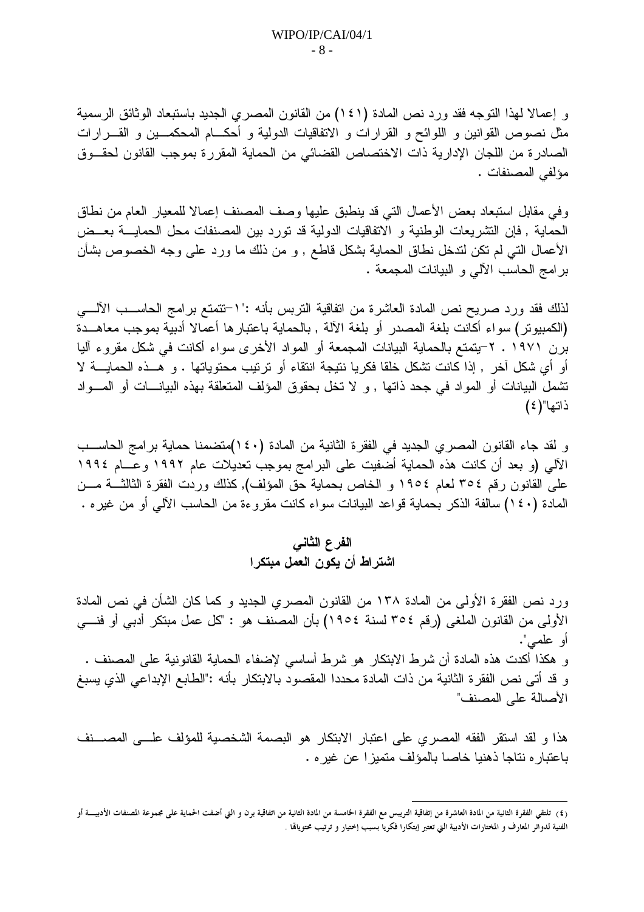و إعمالا لهذا التوجه فقد ورد نص المادة (١٤١) من القانون المصري الجديد باستبعاد الوثائق الرسمية مثل نصوص القوانين و اللوائح و القرارات و الاتفاقيات الدولية و أحكام المحكمين و القرارات الصادرة من اللجان الإدارية ذات الاختصاص القضائي من الحماية المقررة بموجب القانون لحقوق مؤلفي المصنفات .

وفي مقابل استبعاد بعض الأعمال التي قد ينطبق عليها وصف المصنف إعمالا للمعيار العام من نطاق الحماية , فإن التشريعات الوطنية و الاتفاقيات الدولية قد تورد بين المصنفات محل الحماية بعض الأعمال التي لم تكن لتدخل نطاق الحماية بشكل قاطع , و من ذلك ما ورد على وجه الخصوص بشأن برامج الحاسب الآلي و البيانات المجمعة .

لذلك فقد ورد صريح نص المادة العاشرة من اتفاقية التربس بأنه :"١-تتمتع برامج الحاسب الآلي (الكمبيوتر) سواء أكانت بلغة المصدر أو بلغة الآلة , بالحماية باعتبارها أعمالا أدبية بموجب معاهدة برن ١٩٧١ . ٢-يتمتع بالحماية البيانات المجمعة أو المواد الأخرى سواء أكانت في شكل مقروء آليا أو أي شكل آخر , إذا كانت تشكل خلقا فكريا نتيجة انتقاء أو ترتيب محتوياتها . و هذه الحماية لا تشمل البيانات أو المواد في جدد ذاتها , و لا تخل بحقوق المؤلف المتعلقة بهذه البيانات أو المواد ذاتها"(٤)

و لقد جاء القانون المصري الجديد في الفقرة الثانية من المادة (١٤٠)متضمنا حماية برامج الحاسب الآلي (و بعد أن كانت هذه الحماية أضفيت على البرامج بموجب تعديلات عام ١٩٩٢ وعام ١٩٩٤ على القانون رقم ٣٥٤ لعام ١٩٥٤ و الخاص بحماية حق المؤلف), كذلك وردت الفقرة الثالثة من المادة (١٤٠) سالفة الذكر بحماية قواعد البيانات سواء كانت مقروءة من الحاسب الآلي أو من غيره .

## الفرع الثاني
## اشتراط أن يكون العمل مبتكرا

ورد نص الفقرة الأولى من المادة ١٣٨ من القانون المصري الجديد و كما كان الشأن في نص المادة الأولى من القانون الملغى (رقم ٣٥٤ لسنة ١٩٥٤) بأن المصنف هو : "كل عمل مبتكر أدبي أو فني أو علمي".

و هكذا أكدت هذه المادة أن شرط الابتكار هو شرط أساسي لإضفاء الحماية القانونية على المصنف .

و قد أتى نص الفقرة الثانية من ذات المادة محددا المقصود بالابتكار بأنه :"الطابع الإبداعي الذي يسبغ الأصالة على المصنف"

هذا و لقد استقر الفقه المصري على اعتبار الابتكار هو البصمة الشخصية للمؤلف على المصنف باعتباره نتاجا ذهنيا خاصا بالمؤلف متميزا عن غيره .

---

(٤) تلتقي الفقرة الثانية من المادة العاشرة من إتفاقية التربيس مع الفقرة الخامسة من المادة الثانية من اتفاقية برن و التي أضفت الحماية على مجموعة المصنفات الأدبية أو الفنية لدوائر المعارف و المختارات الأدبية التي تعتبر إبتكارا فكريا بسبب إختيار و ترتيب محتوياتها .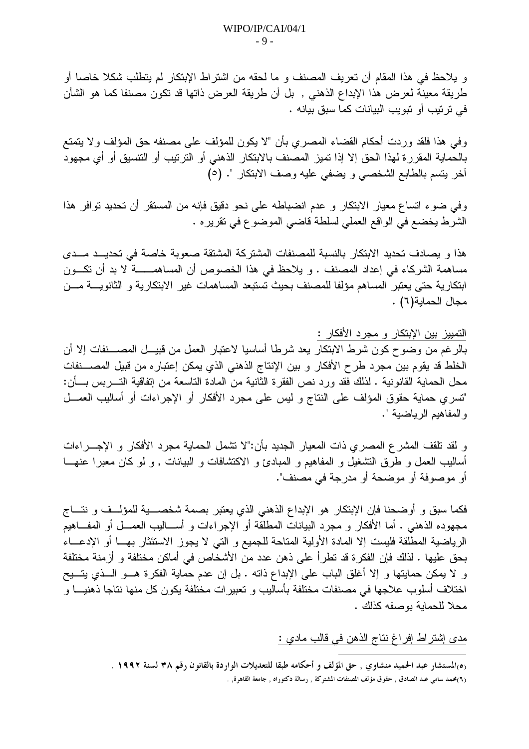و يلاحظ في هذا المقام أن تعريف المصنف و ما لحقه من اشتراط الإبتكار لم يتطلب شكلا خاصا أو طريقة معينة لعرض هذا الإبداع الذهني , بل أن طريقة العرض ذاتها قد تكون مصنفا كما هو الشأن في ترتيب أو تبويب البيانات كما سبق بيانه .

وفي هذا فلقد وردت أحكام القضاء المصري بأن "لا يكون للمؤلف على مصنفه حق المؤلف ولا يتمتع بالحماية المقررة لهذا الحق إلا إذا تميز المصنف بالابتكار الذهني أو الترتيب أو التنسيق أو أي مجهود آخر يتسم بالطابع الشخصي و يضفي عليه وصف الابتكار ". (٥)

وفي ضوء اتساع معيار الابتكار و عدم انضباطه على نحو دقيق فإنه من المستقر أن تحديد توافر هذا الشرط يخضع في الواقع العملي لسلطة قاضي الموضوع في تقريره .

هذا و يصادف تحديد الابتكار بالنسبة للمصنفات المشتركة المشتقة صعوبة خاصة في تحديد مدى مساهمة الشركاء في إعداد المصنف . و يلاحظ في هذا الخصوص أن المساهمة لا بد أن تكون ابتكارية حتى يعتبر المساهم مؤلفا للمصنف بحيث تستبعد المساهمات غير الابتكارية و الثانوية من مجال الحماية(٦) .

<u>التمييز بين الإبتكار و مجرد الأفكار :</u>

بالرغم من وضوح كون شرط الابتكار يعد شرطا أساسيا لاعتبار العمل من قبيل المصنفات إلا أن الخلط قد يقوم بين مجرد طرح الأفكار و بين الإنتاج الذهني الذي يمكن إعتباره من قبيل المصنفات محل الحماية القانونية . لذلك فقد ورد نص الفقرة الثانية من المادة التاسعة من إتفاقية التربس بأن: "تسري حماية حقوق المؤلف على النتاج و ليس على مجرد الأفكار أو الإجراءات أو أساليب العمل والمفاهيم الرياضية ".

و لقد تلقف المشرع المصري ذات المعيار الجديد بأن:"لا تشمل الحماية مجرد الأفكار و الإجراءات أساليب العمل و طرق التشغيل و المفاهيم و المبادئ و الاكتشافات و البيانات , و لو كان معبرا عنها أو موصوفة أو موضحة أو مدرجة في مصنف".

فكما سبق و أوضحنا فإن الإبتكار هو الإبداع الذهني الذي يعتبر بصمة شخصية للمؤلف و نتاج مجهوده الذهني . أما الأفكار و مجرد البيانات المطلقة أو الإجراءات و أساليب العمل أو المفاهيم الرياضية المطلقة فليست إلا المادة الأولية المتاحة للجميع و التي لا يجوز الاستئثار بها أو الإدعاء بحق عليها . لذلك فإن الفكرة قد تطرأ على ذهن عدد من الأشخاص في أماكن مختلفة و أزمنة مختلفة و لا يمكن حمايتها و إلا أغلق الباب على الإبداع ذاته . بل إن عدم حماية الفكرة هو الذي يتيح اختلاف أسلوب علاجها في مصنفات مختلفة بأساليب و تعبيرات مختلفة يكون كل منها نتاجا ذهنيا و محلا للحماية بوصفه كذلك .

<u>مدى إشتراط إفراغ نتاج الذهن في قالب مادي :</u>

---

(٥)المستشار عبد الحميد منشاوي , حق المؤلف و أحكامه طبقا للتعديلات الواردة بالقانون رقم ٣٨ لسنة ١٩٩٢ .

(٦)محمد سامي عبد الصادق , حقوق مؤلف المصنفات المشتركة , رسالة دكتوراه , جامعة القاهرة, .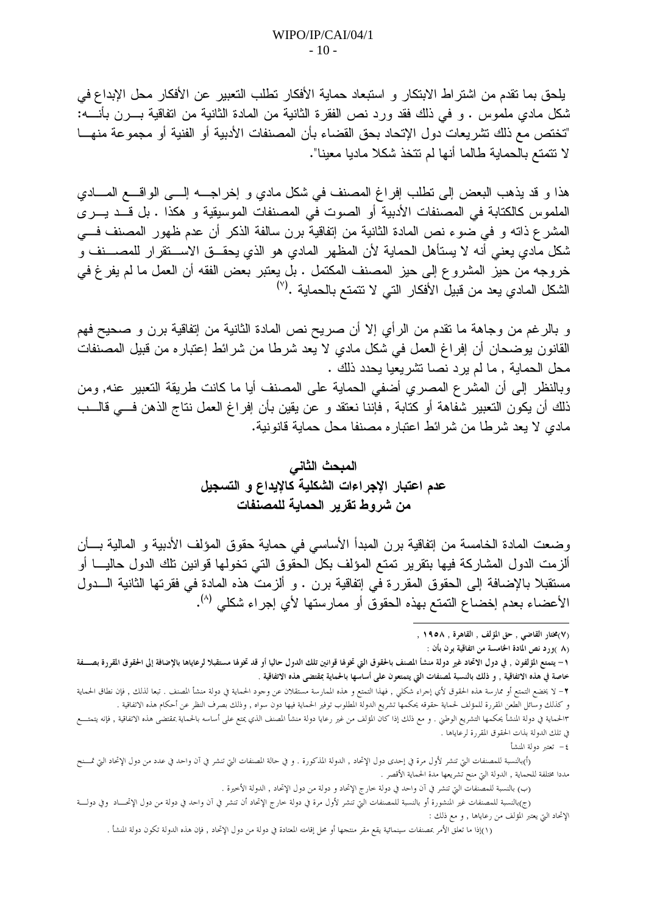يلحق بما تقدم من اشتراط الابتكار و استبعاد حماية الأفكار تطلب التعبير عن الأفكار محل الإبداع في شكل مادي ملموس . و في ذلك فقد ورد نص الفقرة الثانية من المادة الثانية من اتفاقية بـرن بأنـه: "تختص مع ذلك تشريعات دول الإتحاد بحق القضاء بأن المصنفات الأدبية أو الفنية أو مجموعة منهـا لا تتمتع بالحماية طالما أنها لم تتخذ شكلا ماديا معينا".

هذا و قد يذهب البعض إلى تطلب إفراغ المصنف في شكل مادي و إخراجـه إلـى الواقـع المـادي الملموس كالكتابة في المصنفات الأدبية أو الصوت في المصنفات الموسيقية و هكذا . بل قـد يـرى المشرع ذاته و في ضوء نص المادة الثانية من إتفاقية برن سالفة الذكر أن عدم ظهور المصنف فـي شكل مادي يعني أنه لا يستأهل الحماية لأن المظهر المادي هو الذي يحقـق الاسـتقرار للمصـنف و خروجه من حيز المشروع إلى حيز المصنف المكتمل . بل يعتبر بعض الفقه أن العمل ما لم يفرغ في الشكل المادي يعد من قبيل الأفكار التي لا تتمتع بالحماية .[(٧)]

و بالرغم من وجاهة ما تقدم من الرأي إلا أن صريح نص المادة الثانية من إتفاقية برن و صحيح فهم القانون يوضحان أن إفراغ العمل في شكل مادي لا يعد شرطا من شرائط إعتباره من قبيل المصنفات محل الحماية , ما لم يرد نصا تشريعيا يحدد ذلك .

وبالنظر إلى أن المشرع المصري أضفي الحماية على المصنف أيا ما كانت طريقة التعبير عنه, ومن ذلك أن يكون التعبير شفاهة أو كتابة , فإننا نعتقد و عن يقين بأن إفراغ العمل نتاج الذهن فـي قالـب مادي لا يعد شرطا من شرائط اعتباره مصنفا محل حماية قانونية.

## المبحث الثاني
## عدم اعتبار الإجراءات الشكلية كالإيداع و التسجيل من شروط تقرير الحماية للمصنفات

وضعت المادة الخامسة من إتفاقية برن المبدأ الأساسي في حماية حقوق المؤلف الأدبية و المالية بـأن ألزمت الدول المشاركة فيها بتقرير تمتع المؤلف بكل الحقوق التي تخولها قوانين تلك الدول حاليـا أو مستقبلا بالإضافة إلى الحقوق المقررة في إتفاقية برن . و ألزمت هذه المادة في فقرتها الثانية الـدول الأعضاء بعدم إخضاع التمتع بهذه الحقوق أو ممارستها لأي إجراء شكلي [(٨)].

---

(٧) مختار القاضي , حق المؤلف , القاهرة , ١٩٥٨ ,

(٨ ) ورد نص المادة الخامسة من اتفاقية برن بأن :

١– يتمتع المؤلفون , في دول الاتحاد غير دولة منشأ المصنف بالحقوق التي تخولها قوانين تلك الدول حاليا أو قد تخولها مستقبلا لرعاياها بالإضافة إلى الحقوق المقررة بصـفة خاصة في هذه الاتفاقية , و ذلك بالنسبة لمصنفات التي يتمتعون على أساسها بالحماية بمقتضى هذه الاتفاقية .

٢– لا يخضع التمتع أو ممارسة هذه الحقوق لأي إجراء شكلي , فهذا التمتع و هذه الممارسة مستقلان عن وجود الحماية في دولة منشأ المصنف . تبعا لذلك , فإن نطاق الحماية و كذلك وسائل الطعن المقررة للمؤلف لحماية حقوقه يحكمها تشريع الدولة المطلوب توفير الحماية فيها دون سواه , وذلك بصرف النظر عن أحكام هذه الاتفاقية .

٣الحماية في دولة المنشأ يحكمها التشريع الوطني . و مع ذلك إذا كان المؤلف من غير رعايا دولة منشأ المصنف الذي يتمتع على أساسه بالحماية بمقتضى هذه الاتفاقية , فإنه يتمتـع في تلك الدولة بذات الحقوق المقررة لرعاياها .

٤– تعتبر دولة المنشأ

(أ)بالنسبة للمصنفات التي تنشر لأول مرة في إحدى دول الإتحاد , الدولة المذكورة . و في حالة المصنفات التي تنشر في آن واحد في عدد من دول الإتحاد التي تمـنح مددا مختلفة للحماية , الدولة التي منح تشريعها مدة الحماية الأقصر .

(ب) بالنسبة للمصنفات التي تنشر في آن واحد في دولة خارج الإتحاد و دولة من دول الإتحاد , الدولة الأخيرة .

(ج)بالنسبة للمصنفات غير المنشورة أو بالنسبة للمصنفات التي تنشر لأول مرة في دولة خارج الإتحاد أن تنشر في آن واحد في دولة من دول الإتحـاد وفي دولـة الإتحاد التي يعتبر المؤلف من رعاياها , و مع ذلك :

(١)إذا ما تعلق الأمر بمصنفات سينمائية يقع مقر منتجها أو محل إقامته المعتادة في دولة من دول الإتحاد , فإن هذه الدولة تكون دولة المنشأ .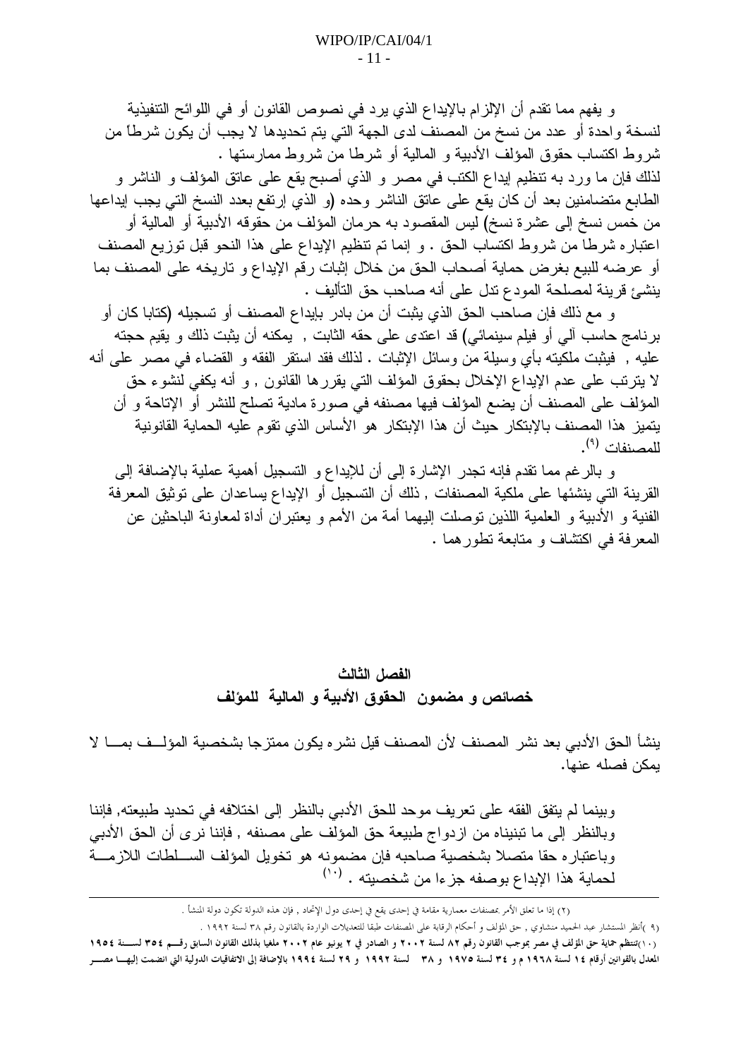و يفهم مما تقدم أن الإلزام بالإيداع الذي يرد في نصوص القانون أو في اللوائح التنفيذية لنسخة واحدة أو عدد من نسخ من المصنف لدى الجهة التي يتم تحديدها لا يجب أن يكون شرطاً من شروط اكتساب حقوق المؤلف الأدبية و المالية أو شرطا من شروط ممارستها .

لذلك فإن ما ورد به تنظيم إيداع الكتب في مصر و الذي أصبح يقع على عاتق المؤلف و الناشر و الطابع متضامنين بعد أن كان يقع على عاتق الناشر وحده (و الذي إرتفع بعدد النسخ التي يجب إيداعها من خمس نسخ إلى عشرة نسخ) ليس المقصود به حرمان المؤلف من حقوقه الأدبية أو المالية أو اعتباره شرطا من شروط اكتساب الحق . و إنما تم تنظيم الإيداع على هذا النحو قبل توزيع المصنف أو عرضه للبيع بغرض حماية أصحاب الحق من خلال إثبات رقم الإيداع و تاريخه على المصنف بما ينشئ قرينة لمصلحة المودع تدل على أنه صاحب حق التأليف .

و مع ذلك فإن صاحب الحق الذي يثبت أن من بادر بإيداع المصنف أو تسجيله (كتابا كان أو برنامج حاسب آلي أو فيلم سينمائي) قد اعتدى على حقه الثابت , يمكنه أن يثبت ذلك و يقيم حجته عليه , فيثبت ملكيته بأي وسيلة من وسائل الإثبات . لذلك فقد استقر الفقه و القضاء في مصر على أنه لا يترتب على عدم الإيداع الإخلال بحقوق المؤلف التي يقررها القانون , و أنه يكفي لنشوء حق المؤلف على المصنف أن يضع المؤلف فيها مصنفه في صورة مادية تصلح للنشر أو الإتاحة و أن يتميز هذا المصنف بالإبتكار حيث أن هذا الإبتكار هو الأساس الذي تقوم عليه الحماية القانونية للمصنفات [9].

و بالرغم مما تقدم فإنه تجدر الإشارة إلى أن للإيداع و التسجيل أهمية عملية بالإضافة إلى القرينة التي ينشئها على ملكية المصنفات , ذلك أن التسجيل أو الإيداع يساعدان على توثيق المعرفة الفنية و الأدبية و العلمية اللذين توصلت إليهما أمة من الأمم و يعتبران أداة لمعاونة الباحثين عن المعرفة في اكتشاف و متابعة تطورهما .

## الفصل الثالث

## خصائص و مضمون الحقوق الأدبية و المالية للمؤلف

ينشأ الحق الأدبي بعد نشر المصنف لأن المصنف قبل نشره يكون ممتزجا بشخصية المؤلف بما لا يمكن فصله عنها.

وبينما لم يتفق الفقه على تعريف موحد للحق الأدبي بالنظر إلى اختلافه في تحديد طبيعته, فإننا وبالنظر إلى ما تبنيناه من ازدواج طبيعة حق المؤلف على مصنفه , فإننا نرى أن الحق الأدبي وباعتباره حقا متصلا بشخصية صاحبه فإن مضمونه هو تخويل المؤلف السلطات اللازمة لحماية هذا الإبداع بوصفه جزءا من شخصيته . [10]

---

(٢) إذا ما تعلق الأمر بمصنفات معمارية مقامة في إحدى يقع في إحدى دول الإتحاد , فإن هذه الدولة تكون دولة المنشأ .

(٩ )أنظر المستشار عبد الحميد منشاوي , حق المؤلف و أحكام الرقابة على المصنفات طبقا للتعديلات الواردة بالقانون رقم ٣٨ لسنة ١٩٩٢ .

(١٠)تنظم حماية حق المؤلف في مصر بموجب القانون رقم ٨٢ لسنة ٢٠٠٢ و الصادر في ٢ يونيو عام ٢٠٠٢ ملغيا بذلك القانون السابق رقم ٣٥٤ لسنة ١٩٥٤ المعدل بالقوانين أرقام ١٤ لسنة ١٩٦٨ م و ٣٤ لسنة ١٩٧٥ و ٣٨ لسنة ١٩٩٢ و ٢٩ لسنة ١٩٩٤ بالإضافة إلى الاتفاقيات الدولية التي انضمت إليها مصر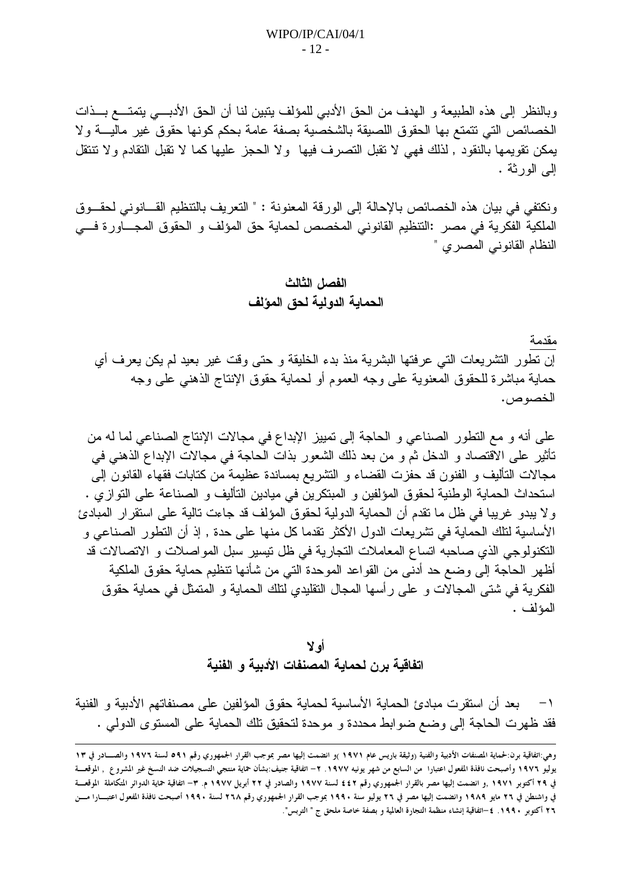وبالنظر إلى هذه الطبيعة و الهدف من الحق الأدبي للمؤلف يتبين لنا أن الحق الأدبي يتمتع بذات الخصائص التي تتمتع بها الحقوق اللصيقة بالشخصية بصفة عامة بحكم كونها حقوق غير مالية ولا يمكن تقويمها بالنقود , لذلك فهي لا تقبل التصرف فيها ولا الحجز عليها كما لا تقبل التقادم ولا تنتقل إلى الورثة .

ونكتفي في بيان هذه الخصائص بالإحالة إلى الورقة المعنونة : " التعريف بالتنظيم القانوني لحقوق الملكية الفكرية في مصر :التنظيم القانوني المخصص لحماية حق المؤلف و الحقوق المجاورة في النظام القانوني المصري "

## الفصل الثالث
## الحماية الدولية لحق المؤلف

مقدمة

إن تطور التشريعات التي عرفتها البشرية منذ بدء الخليقة و حتى وقت غير بعيد لم يكن يعرف أي حماية مباشرة للحقوق المعنوية على وجه العموم أو لحماية حقوق الإنتاج الذهني على وجه الخصوص.

على أنه و مع التطور الصناعي و الحاجة إلى تمييز الإبداع في مجالات الإنتاج الصناعي لما له من تأثير على الاقتصاد و الدخل ثم و من بعد ذلك الشعور بذات الحاجة في مجالات الإبداع الذهني في مجالات التأليف و الفنون قد حفزت القضاء و التشريع بمساندة عظيمة من كتابات فقهاء القانون إلى استحداث الحماية الوطنية لحقوق المؤلفين و المبتكرين في ميادين التأليف و الصناعة على التوازي . ولا يبدو غريبا في ظل ما تقدم أن الحماية الدولية لحقوق المؤلف قد جاءت تالية على استقرار المبادئ الأساسية لتلك الحماية في تشريعات الدول الأكثر تقدما كل منها على حدة , إذ أن التطور الصناعي و التكنولوجي الذي صاحبه اتساع المعاملات التجارية في ظل تيسير سبل المواصلات و الاتصالات قد أظهر الحاجة إلى وضع حد أدنى من القواعد الموحدة التي من شأنها تنظيم حماية حقوق الملكية الفكرية في شتى المجالات و على رأسها المجال التقليدي لتلك الحماية و المتمثل في حماية حقوق المؤلف .

## أولا
## اتفاقية برن لحماية المصنفات الأدبية و الفنية

١- بعد أن استقرت مبادئ الحماية الأساسية لحماية حقوق المؤلفين على مصنفاتهم الأدبية و الفنية فقد ظهرت الحاجة إلى وضع ضوابط محددة و موحدة لتحقيق تلك الحماية على المستوى الدولي .

---

وهي:اتفاقية برن:لحماية المصنفات الأدبية والفنية (وثيقة باريس عام ١٩٧١ )و انضمت إليها مصر بموجب القرار الجمهوري رقم ٥٩١ لسنة ١٩٧٦ والصادر في ١٣ يوليو ١٩٧٦ وأصبحت نافذة المفعول اعتبارا من السابع من شهر يونيه ١٩٧٧. ٢- اتفاقية جنيف:بشأن حماية منتجي التسجيلات ضد النسخ غير المشروع , الموقعة في ٢٩ أكتوبر ١٩٧١ ,و انضمت إليها مصر بالقرار الجمهوري رقم ٤٤٢ لسنة ١٩٧٧ والصادر في ٢٢ أبريل ١٩٧٧ م. ٣- اتفاقية حماية الدوائر المتكاملة الموقعة في واشنطن في ٢٦ مايو ١٩٨٩ وانضمت إليها مصر في ٢٦ يوليو سنة ١٩٩٠ بموجب القرار الجمهوري رقم ٢٦٨ لسنة ١٩٩٠ أصبحت نافذة المفعول اعتبارا من ٢٦ أكتوبر ١٩٩٠. ٤-اتفاقية إنشاء منظمة التجارة العالمية و بصفة خاصة ملحق ج " التربس".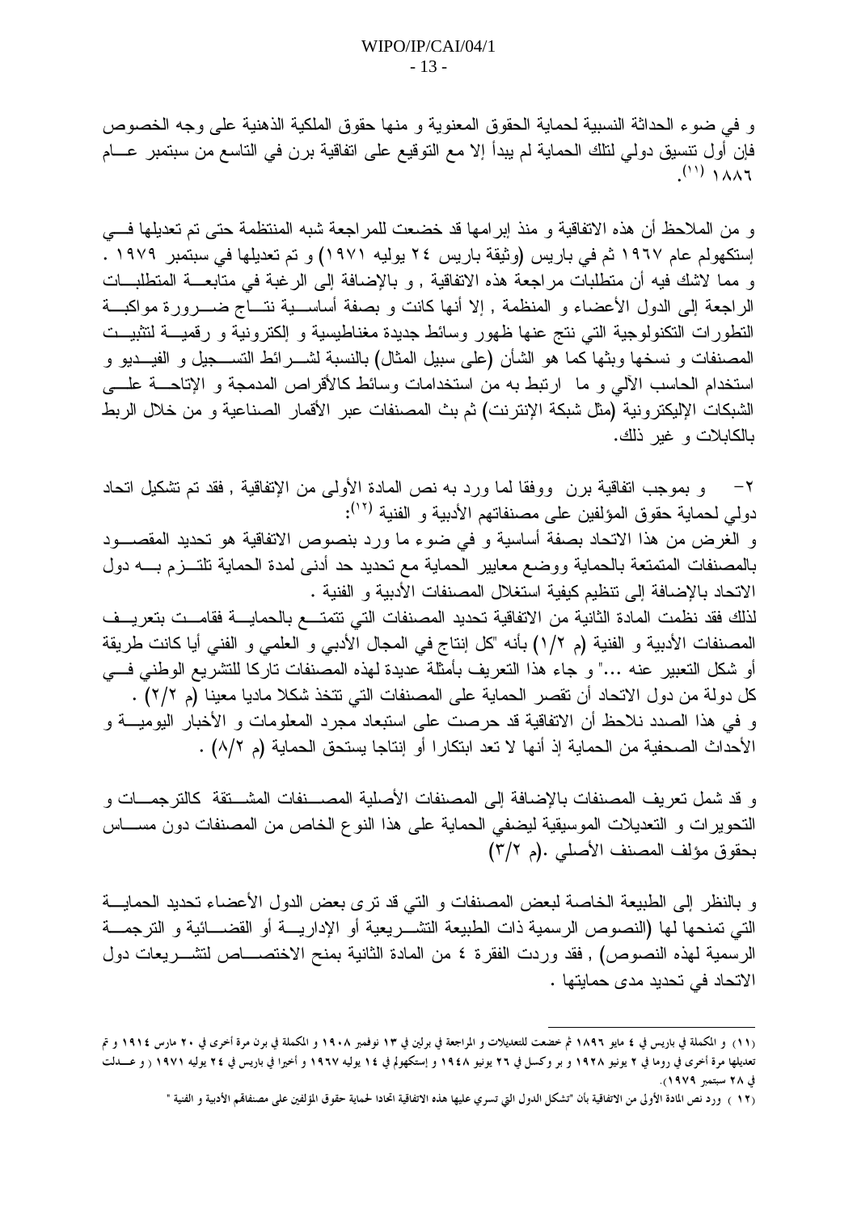و في ضوء الحداثة النسبية لحماية الحقوق المعنوية و منها حقوق الملكية الذهنية على وجه الخصوص فإن أول تنسيق دولي لتلك الحماية لم يبدأ إلا مع التوقيع على اتفاقية برن في التاسع من سبتمبر عام ١٨٨٦ [١١].

و من الملاحظ أن هذه الاتفاقية و منذ إبرامها قد خضعت للمراجعة شبه المنتظمة حتى تم تعديلها في إستكهولم عام ١٩٦٧ ثم في باريس (وثيقة باريس ٢٤ يوليه ١٩٧١) و تم تعديلها في سبتمبر ١٩٧٩ . و مما لاشك فيه أن متطلبات مراجعة هذه الاتفاقية , و بالإضافة إلى الرغبة في متابعة المتطلبات الراجعة إلى الدول الأعضاء و المنظمة , إلا أنها كانت و بصفة أساسية نتاج ضرورة مواكبة التطورات التكنولوجية التي نتج عنها ظهور وسائط جديدة مغناطيسية و إلكترونية و رقمية لتثبيت المصنفات و نسخها وبثها كما هو الشأن (على سبيل المثال) بالنسبة لشرائط التسجيل و الفيديو و استخدام الحاسب الآلي و ما ارتبط به من استخدامات وسائط كالأقراص المدمجة و الإتاحة على الشبكات الإليكترونية (مثل شبكة الإنترنت) ثم بث المصنفات عبر الأقمار الصناعية و من خلال الربط بالكابلات و غير ذلك.

٢- و بموجب اتفاقية برن ووفقا لما ورد به نص المادة الأولى من الإتفاقية , فقد تم تشكيل اتحاد دولي لحماية حقوق المؤلفين على مصنفاتهم الأدبية و الفنية [١٢]:
و الغرض من هذا الاتحاد بصفة أساسية و في ضوء ما ورد بنصوص الاتفاقية هو تحديد المقصود بالمصنفات المتمتعة بالحماية ووضع معايير الحماية مع تحديد حد أدنى لمدة الحماية تلتزم به دول الاتحاد بالإضافة إلى تنظيم كيفية استغلال المصنفات الأدبية و الفنية .
لذلك فقد نظمت المادة الثانية من الاتفاقية تحديد المصنفات التي تتمتع بالحماية فقامت بتعريف المصنفات الأدبية و الفنية (م ١/٢) بأنه "كل إنتاج في المجال الأدبي و العلمي و الفني أيا كانت طريقة أو شكل التعبير عنه ..." و جاء هذا التعريف بأمثلة عديدة لهذه المصنفات تاركا للتشريع الوطني في كل دولة من دول الاتحاد أن تقصر الحماية على المصنفات التي تتخذ شكلا ماديا معينا (م ٢/٢) .
و في هذا الصدد نلاحظ أن الاتفاقية قد حرصت على استبعاد مجرد المعلومات و الأخبار اليومية و الأحداث الصحفية من الحماية إذ أنها لا تعد ابتكارا أو إنتاجا يستحق الحماية (م ٨/٢) .

و قد شمل تعريف المصنفات بالإضافة إلى المصنفات الأصلية المصنفات المشتقة كالترجمات و التحويرات و التعديلات الموسيقية ليضفي الحماية على هذا النوع الخاص من المصنفات دون مساس بحقوق مؤلف المصنف الأصلي .(م ٣/٢)

و بالنظر إلى الطبيعة الخاصة لبعض المصنفات و التي قد ترى بعض الدول الأعضاء تحديد الحماية التي تمنحها لها (النصوص الرسمية ذات الطبيعة التشريعية أو الإدارية أو القضائية و الترجمة الرسمية لهذه النصوص) , فقد وردت الفقرة ٤ من المادة الثانية بمنح الاختصاص لتشريعات دول الاتحاد في تحديد مدى حمايتها .

---

(١١) و المكملة في باريس في ٤ مايو ١٨٩٦ ثم خضعت للتعديلات و المراجعة في برلين في ١٣ نوفمبر ١٩٠٨ و المكملة في برن مرة أخرى في ٢٠ مارس ١٩١٤ و تم تعديلها مرة أخرى في روما في ٢ يونيو ١٩٢٨ و بروكسل في ٢٦ يونيو ١٩٤٨ و إستكهولم في ١٤ يوليه ١٩٦٧ و أخيرا في باريس في ٢٤ يوليه ١٩٧١ ( و عدلت في ٢٨ سبتمبر ١٩٧٩).

(١٢) ورد نص المادة الأولى من الاتفاقية بأن "تشكل الدول التي تسري عليها هذه الاتفاقية اتحادا لحماية حقوق المؤلفين على مصنفاتهم الأدبية و الفنية "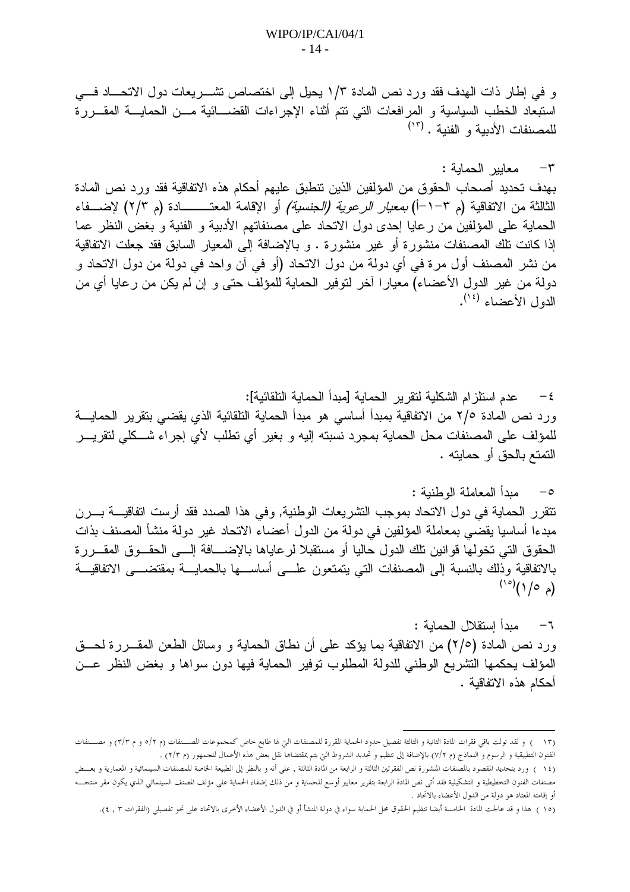و في إطار ذات الهدف فقد ورد نص المادة ٣/١ يحيل إلى اختصاص تشريعات دول الاتحاد في استبعاد الخطب السياسية و المرافعات التي تتم أثناء الإجراءات القضائية من الحماية المقررة للمصنفات الأدبية و الفنية .[١٣]

٣- معايير الحماية :

بهدف تحديد أصحاب الحقوق من المؤلفين الذين تنطبق عليهم أحكام هذه الاتفاقية فقد ورد نص المادة الثالثة من الاتفاقية (م ٣-١-أ) *بمعيار الرعوية (الجنسية)* أو الإقامة المعتادة (م ٣/٢) لإضفاء الحماية على المؤلفين من رعايا إحدى دول الاتحاد على مصنفاتهم الأدبية و الفنية و بغض النظر عما إذا كانت تلك المصنفات منشورة أو غير منشورة . و بالإضافة إلى المعيار السابق فقد جعلت الاتفاقية من نشر المصنف أول مرة في أي دولة من دول الاتحاد (أو في آن واحد في دولة من دول الاتحاد و دولة من غير الدول الأعضاء) معيارا آخر لتوفير الحماية للمؤلف حتى و إن لم يكن من رعايا أي من الدول الأعضاء [١٤].

٤- عدم استلزام الشكلية لتقرير الحماية [مبدأ الحماية التلقائية]:

ورد نص المادة ٢/٥ من الاتفاقية بمبدأ أساسي هو مبدأ الحماية التلقائية الذي يقضي بتقرير الحماية للمؤلف على المصنفات محل الحماية بمجرد نسبته إليه و بغير أي تطلب لأي إجراء شكلي لتقرير التمتع بالحق أو حمايته .

٥- مبدأ المعاملة الوطنية :

تتقرر الحماية في دول الاتحاد بموجب التشريعات الوطنية, وفي هذا الصدد فقد أرست اتفاقية برن مبدءا أساسيا يقضي بمعاملة المؤلفين في دولة من الدول أعضاء الاتحاد غير دولة منشأ المصنف بذات الحقوق التي تخولها قوانين تلك الدول حاليا أو مستقبلا لرعاياها بالإضافة إلى الحقوق المقررة بالاتفاقية وذلك بالنسبة إلى المصنفات التي يتمتعون على أساسها بالحماية بمقتضى الاتفاقية (م ٥/١)[١٥]

٦- مبدأ إستقلال الحماية :

ورد نص المادة (٥/٢) من الاتفاقية بما يؤكد على أن نطاق الحماية و وسائل الطعن المقررة لحق المؤلف يحكمها التشريع الوطني للدولة المطلوب توفير الحماية فيها دون سواها و بغض النظر عن أحكام هذه الاتفاقية .

---

(١٣ ) و لقد تولت باقي فقرات المادة الثانية و الثالثة تفصيل حدود الحماية المقررة للمصنفات التي لها طابع خاص كمجموعات المصنفات (م ٥/٢ و م ٣/٣) و مصنفات الفنون التطبيقية و الرسوم و النماذج (م ٧/٢) بالإضافة إلى تنظيم و تحديد الشروط التي يتم بمقتضاها نقل بعض هذه الأعمال للجمهور (م ٢/٣) .

(١٤ ) ورد بتحديد المقصود بالمصنفات المنشورة نص الفقرتين الثالثة و الرابعة من المادة الثالثة , على أنه و بالنظر إلى الطبيعة الخاصة للمصنفات السينمائية و المعمارية و بعض مصنفات الفنون التخطيطية و التشكيلية فقد أتى نص المادة الرابعة بتقرير معايير أوسع للحماية و من ذلك إضفاء الحماية على مؤلف المصنف السينمائي الذي يكون مقر منتجه أو إقامته المعتاد هو دولة من الدول الأعضاء بالاتحاد .

(١٥ ) هذا و قد عالجت المادة الخامسة أيضا تنظيم الحقوق محل الحماية سواء في دولة المنشأ أو في الدول الأعضاء الأخرى بالاتحاد على نحو تفصيلي (الفقرات ٣ , ٤).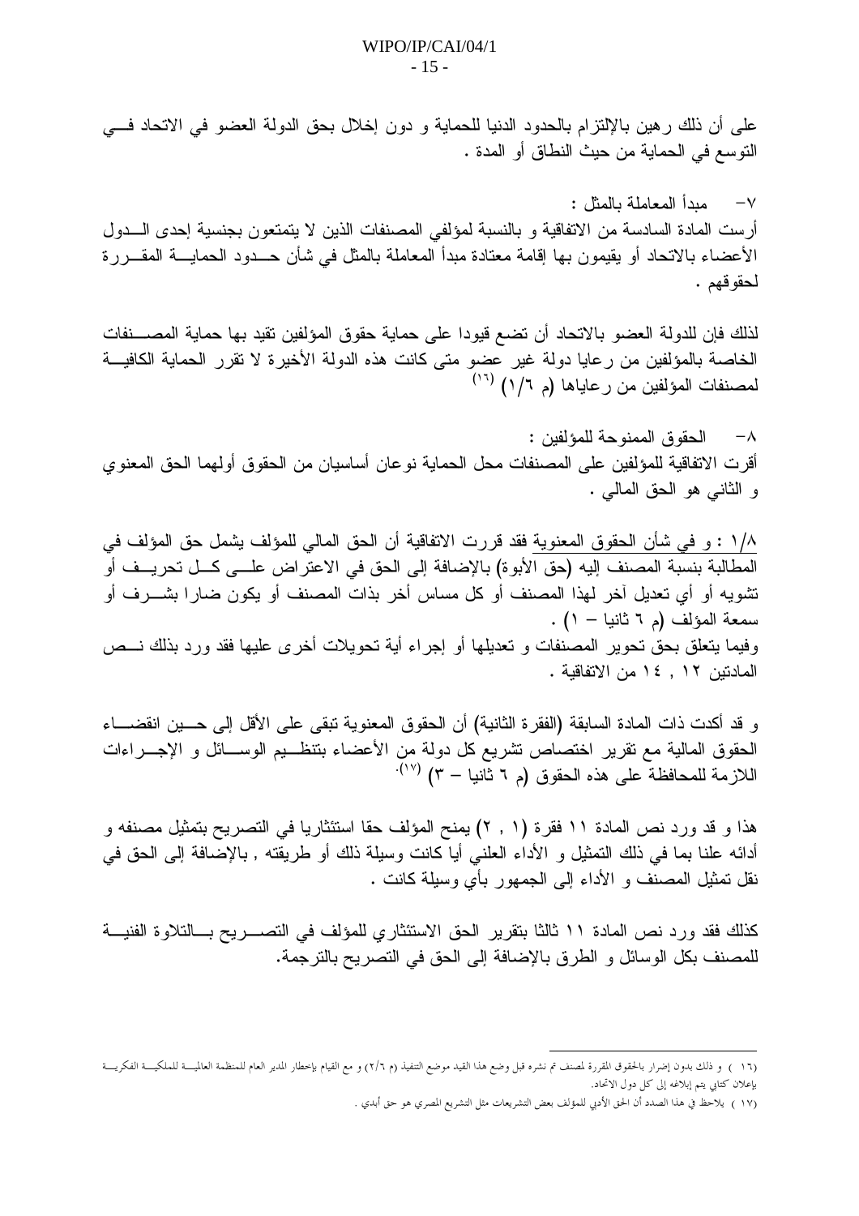على أن ذلك رهين بالإلتزام بالحدود الدنيا للحماية و دون إخلال بحق الدولة العضو في الاتحاد في التوسع في الحماية من حيث النطاق أو المدة .

٧- مبدأ المعاملة بالمثل :

أرست المادة السادسة من الاتفاقية و بالنسبة لمؤلفي المصنفات الذين لا يتمتعون بجنسية إحدى الدول الأعضاء بالاتحاد أو يقيمون بها إقامة معتادة مبدأ المعاملة بالمثل في شأن حدود الحماية المقررة لحقوقهم .

لذلك فإن للدولة العضو بالاتحاد أن تضع قيودا على حماية حقوق المؤلفين تقيد بها حماية المصنفات الخاصة بالمؤلفين من رعايا دولة غير عضو متى كانت هذه الدولة الأخيرة لا تقرر الحماية الكافية لمصنفات المؤلفين من رعاياها (م ١/٦) [(١٦)]

٨- الحقوق الممنوحة للمؤلفين :

أقرت الاتفاقية للمؤلفين على المصنفات محل الحماية نوعان أساسيان من الحقوق أولهما الحق المعنوي و الثاني هو الحق المالي .

١/٨ : و في شأن الحقوق المعنوية فقد قررت الاتفاقية أن الحق المالي للمؤلف يشمل حق المؤلف في المطالبة بنسبة المصنف إليه (حق الأبوة) بالإضافة إلى الحق في الاعتراض على كل تحريف أو تشويه أو أي تعديل آخر لهذا المصنف أو كل مساس آخر بذات المصنف أو يكون ضارا بشرف أو سمعة المؤلف (م ٦ ثانيا – ١) .

وفيما يتعلق بحق تحوير المصنفات و تعديلها أو إجراء أية تحويلات أخرى عليها فقد ورد بذلك نص المادتين ١٢ , ١٤ من الاتفاقية .

و قد أكدت ذات المادة السابقة (الفقرة الثانية) أن الحقوق المعنوية تبقى على الأقل إلى حين انقضاء الحقوق المالية مع تقرير اختصاص تشريع كل دولة من الأعضاء بتنظيم الوسائل و الإجراءات اللازمة للمحافظة على هذه الحقوق (م ٦ ثانيا – ٣) [(١٧)].

هذا و قد ورد نص المادة ١١ فقرة (١ , ٢) يمنح المؤلف حقا استئثاريا في التصريح بتمثيل مصنفه و أدائه علنا بما في ذلك التمثيل و الأداء العلني أيا كانت وسيلة ذلك أو طريقته , بالإضافة إلى الحق في نقل تمثيل المصنف و الأداء إلى الجمهور بأي وسيلة كانت .

كذلك فقد ورد نص المادة ١١ ثالثا بتقرير الحق الاستئثاري للمؤلف في التصريح بالتلاوة الفنية للمصنف بكل الوسائل و الطرق بالإضافة إلى الحق في التصريح بالترجمة.

---

(١٦) و ذلك بدون إضرار بالحقوق المقررة لمصنف تم نشره قبل وضع هذا القيد موضع التنفيذ (م ٢/٦) و مع القيام بإخطار المدير العام للمنظمة العالمية للملكية الفكرية بإعلان كتابي يتم إبلاغه إلى كل دول الاتحاد.

(١٧) يلاحظ في هذا الصدد أن الحق الأدبي للمؤلف في بعض التشريعات مثل التشريع المصري هو حق أبدي .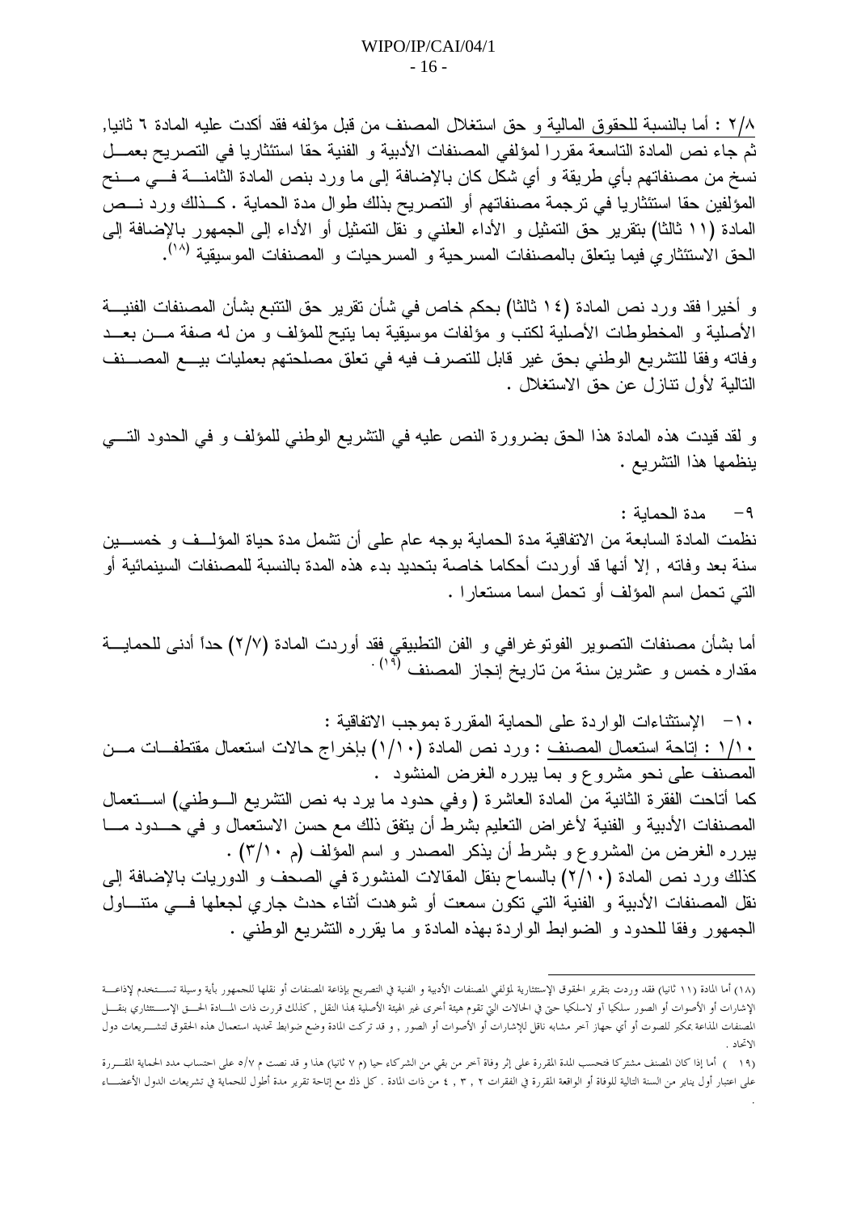٢/٨ : أما <u>بالنسبة للحقوق المالية</u> و حق استغلال المصنف من قبل مؤلفه فقد أكدت عليه المادة ٦ ثانيا, ثم جاء نص المادة التاسعة مقررا لمؤلفي المصنفات الأدبية و الفنية حقا استئثاريا في التصريح بعمل نسخ من مصنفاتهم بأي طريقة و أي شكل كان بالإضافة إلى ما ورد بنص المادة الثامنة في منح المؤلفين حقا استئثاريا في ترجمة مصنفاتهم أو التصريح بذلك طوال مدة الحماية . كذلك ورد نص المادة (١١ ثالثا) بتقرير حق التمثيل و الأداء العلني و نقل التمثيل أو الأداء إلى الجمهور بالإضافة إلى الحق الاستئثاري فيما يتعلق بالمصنفات المسرحية و المسرحيات و المصنفات الموسيقية [١٨].

و أخيرا فقد ورد نص المادة (١٤ ثالثا) بحكم خاص في شأن تقرير حق التتبع بشأن المصنفات الفنية الأصلية و المخطوطات الأصلية لكتب و مؤلفات موسيقية بما يتيح للمؤلف و من له صفة من بعد وفاته وفقا للتشريع الوطني بحق غير قابل للتصرف فيه في تعلق مصلحتهم بعمليات بيع المصنف التالية لأول تنازل عن حق الاستغلال .

و لقد قيدت هذه المادة هذا الحق بضرورة النص عليه في التشريع الوطني للمؤلف و في الحدود التي ينظمها هذا التشريع .

٩- مدة الحماية :

نظمت المادة السابعة من الاتفاقية مدة الحماية بوجه عام على أن تشمل مدة حياة المؤلف و خمسين سنة بعد وفاته , إلا أنها قد أوردت أحكاما خاصة بتحديد بدء هذه المدة بالنسبة للمصنفات السينمائية أو التي تحمل اسم المؤلف أو تحمل اسما مستعارا .

أما بشأن مصنفات التصوير الفوتوغرافي و الفن التطبيقي فقد أوردت المادة (٢/٧) حداً أدنى للحماية مقداره خمس و عشرين سنة من تاريخ إنجاز المصنف [١٩] .

١٠- الإستثناءات الواردة على الحماية المقررة بموجب الاتفاقية :

<u>١/١٠ : إتاحة استعمال المصنف</u> : ورد نص المادة (١/١٠) بإخراج حالات استعمال مقتطفات من المصنف على نحو مشروع و بما يبرره الغرض المنشود .

كما أتاحت الفقرة الثانية من المادة العاشرة ( وفي حدود ما يرد به نص التشريع الوطني) استعمال المصنفات الأدبية و الفنية لأغراض التعليم بشرط أن يتفق ذلك مع حسن الاستعمال و في حدود ما يبرره الغرض من المشروع و بشرط أن يذكر المصدر و اسم المؤلف (م ٣/١٠) .

كذلك ورد نص المادة (٢/١٠) بالسماح بنقل المقالات المنشورة في الصحف و الدوريات بالإضافة إلى نقل المصنفات الأدبية و الفنية التي تكون سمعت أو شوهدت أثناء حدث جاري لجعلها في متناول الجمهور وفقا للحدود و الضوابط الواردة بهذه المادة و ما يقرره التشريع الوطني .

---

(١٨) أما المادة (١١ ثانيا) فقد وردت بتقرير الحقوق الإستئثارية لمؤلفي المصنفات الأدبية و الفنية في التصريح بإذاعة المصنفات أو نقلها للجمهور بأية وسيلة تستخدم لإذاعة الإشارات أو الأصوات أو الصور سلكيا أو لاسلكيا حتى في الحالات التي تقوم هيئة أخرى غير الهيئة الأصلية بهذا النقل , كذلك قررت ذات المادة الحق الإستئثاري بنقل المصنفات المذاعة بمكبر للصوت أو أي جهاز آخر مشابه ناقل للإشارات أو الأصوات أو الصور , و قد تركت المادة وضع ضوابط تحديد استعمال هذه الحقوق لتشريعات دول الاتحاد .

(١٩ ) أما إذا كان المصنف مشتركا فتحتسب المدة المقررة على إثر وفاة آخر من بقي من الشركاء حيا (م ٧ ثانيا) هذا و قد نصت م ٥/٧ على احتساب مدد الحماية المقررة على اعتبار أول يناير من السنة التالية للوفاة أو الواقعة المقررة في الفقرات ٢ , ٣ , ٤ من ذات المادة . كل ذلك مع إتاحة تقرير مدة أطول للحماية في تشريعات الدول الأعضاء .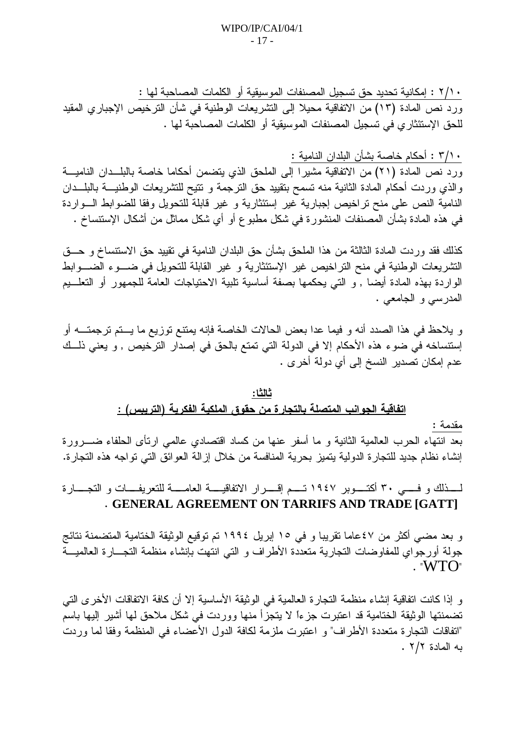٢/١٠ : إمكانية تحديد حق تسجيل المصنفات الموسيقية أو الكلمات المصاحبة لها :

ورد نص المادة (١٣) من الاتفاقية محيلا إلى التشريعات الوطنية في شأن الترخيص الإجباري المقيد للحق الإستئثاري في تسجيل المصنفات الموسيقية أو الكلمات المصاحبة لها .

٣/١٠ : أحكام خاصة بشأن البلدان النامية :

ورد نص المادة (٢١) من الاتفاقية مشيرا إلى الملحق الذي يتضمن أحكاما خاصة بالبلدان النامية والذي وردت أحكام المادة الثانية منه تسمح بتقييد حق الترجمة و تتيح للتشريعات الوطنية بالبلدان النامية النص على منح تراخيص إجبارية غير إستئثارية و غير قابلة للتحويل وفقا للضوابط الواردة في هذه المادة بشأن المصنفات المنشورة في شكل مطبوع أو أي شكل مماثل من أشكال الإستنساخ .

كذلك فقد وردت المادة الثالثة من هذا الملحق بشأن حق البلدان النامية في تقييد حق الاستنساخ و حق التشريعات الوطنية في منح التراخيص غير الإستئثارية و غير القابلة للتحويل في ضوء الضوابط الواردة بهذه المادة أيضا , و التي يحكمها بصفة أساسية تلبية الاحتياجات العامة للجمهور أو التعليم المدرسي و الجامعي .

و يلاحظ في هذا الصدد أنه و فيما عدا بعض الحالات الخاصة فإنه يمتنع توزيع ما يتم ترجمته أو إستنساخه في ضوء هذه الأحكام إلا في الدولة التي تمتع بالحق في إصدار الترخيص , و يعني ذلك عدم إمكان تصدير النسخ إلى أي دولة أخرى .

## ثالثا:

## اتفاقية الجوانب المتصلة بالتجارة من حقوق الملكية الفكرية (التريبس) :

مقدمة :

بعد انتهاء الحرب العالمية الثانية و ما أسفر عنها من كساد اقتصادي عالمي ارتأى الحلفاء ضرورة إنشاء نظام جديد للتجارة الدولية يتميز بحرية المنافسة من خلال إزالة العوائق التي تواجه هذه التجارة.

لذلك و في ٣٠ أكتوبر ١٩٤٧ تم إقرار الاتفاقية العامة للتعريفات و التجارة **GENERAL AGREEMENT ON TARRIFS AND TRADE [GATT]** .

و بعد مضي أكثر من ٤٧عاما تقريبا و في ١٥ إبريل ١٩٩٤ تم توقيع الوثيقة الختامية المتضمنة نتائج جولة أورجواي للمفاوضات التجارية متعددة الأطراف و التي انتهت بإنشاء منظمة التجارة العالمية "WTO" .

و إذا كانت اتفاقية إنشاء منظمة التجارة العالمية في الوثيقة الأساسية إلا أن كافة الاتفاقات الأخرى التي تضمنتها الوثيقة الختامية قد اعتبرت جزءاً لا يتجزأ منها ووردت في شكل ملاحق لها أشير إليها باسم "اتفاقات التجارة متعددة الأطراف" و اعتبرت ملزمة لكافة الدول الأعضاء في المنظمة وفقا لما وردت به المادة ٢/٢ .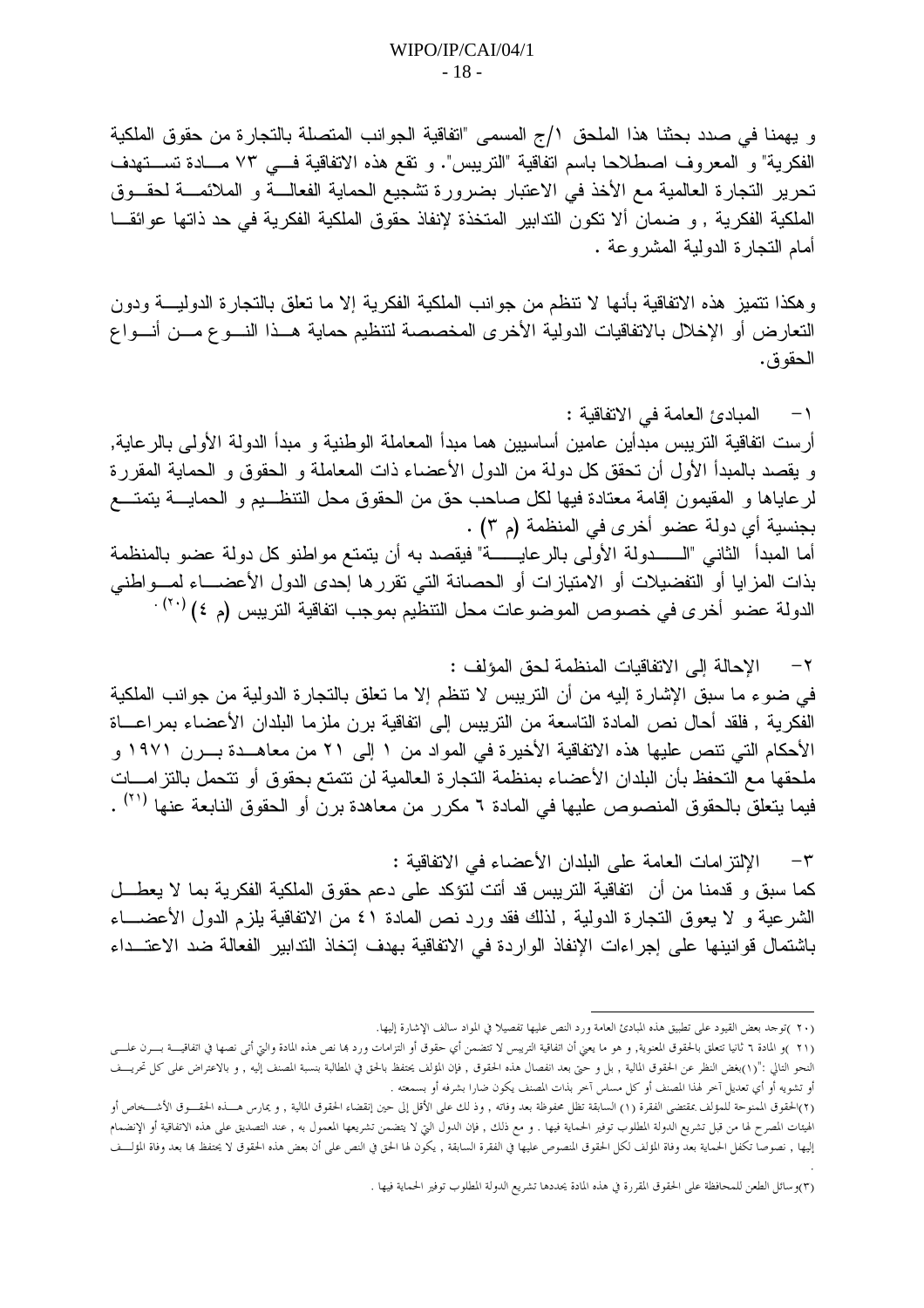و يهمنا في صدد بحثنا هذا الملحق ١/ج المسمى "اتفاقية الجوانب المتصلة بالتجارة من حقوق الملكية الفكرية" و المعروف اصطلاحا باسم اتفاقية "التريبس". و تقع هذه الاتفاقية في ٧٣ مادة تستهدف تحرير التجارة العالمية مع الأخذ في الاعتبار بضرورة تشجيع الحماية الفعالة و الملائمة لحقوق الملكية الفكرية , و ضمان ألا تكون التدابير المتخذة لإنفاذ حقوق الملكية الفكرية في حد ذاتها عوائقا أمام التجارة الدولية المشروعة .

وهكذا تتميز هذه الاتفاقية بأنها لا تنظم من جوانب الملكية الفكرية إلا ما تعلق بالتجارة الدولية ودون التعارض أو الإخلال بالاتفاقيات الدولية الأخرى المخصصة لتنظيم حماية هذا النوع من أنواع الحقوق.

١- المبادئ العامة في الاتفاقية :

أرست اتفاقية التريبس مبدأين عامين أساسيين هما مبدأ المعاملة الوطنية و مبدأ الدولة الأولى بالرعاية, و يقصد بالمبدأ الأول أن تحقق كل دولة من الدول الأعضاء ذات المعاملة و الحقوق و الحماية المقررة لرعاياها و المقيمون إقامة معتادة فيها لكل صاحب حق من الحقوق محل التنظيم و الحماية يتمتع بجنسية أي دولة عضو أخرى في المنظمة (م ٣) .

أما المبدأ الثاني "الدولة الأولى بالرعاية" فيقصد به أن يتمتع مواطنو كل دولة عضو بالمنظمة بذات المزايا أو التفضيلات أو الامتيازات أو الحصانة التي تقررها إحدى الدول الأعضاء لمواطني الدولة عضو أخرى في خصوص الموضوعات محل التنظيم بموجب اتفاقية التريبس (م ٤) [٢٠] .

٢- الإحالة إلى الاتفاقيات المنظمة لحق المؤلف :

في ضوء ما سبق الإشارة إليه من أن التريبس لا تنظم إلا ما تعلق بالتجارة الدولية من جوانب الملكية الفكرية , فلقد أحال نص المادة التاسعة من التريبس إلى اتفاقية برن ملزما البلدان الأعضاء بمراعاة الأحكام التي تنص عليها هذه الاتفاقية الأخيرة في المواد من ١ إلى ٢١ من معاهدة برن ١٩٧١ و ملحقها مع التحفظ بأن البلدان الأعضاء بمنظمة التجارة العالمية لن تتمتع بحقوق أو تتحمل بالتزامات فيما يتعلق بالحقوق المنصوص عليها في المادة ٦ مكرر من معاهدة برن أو الحقوق النابعة عنها [٢١] .

٣- الإلتزامات العامة على البلدان الأعضاء في الاتفاقية :

كما سبق و قدمنا من أن اتفاقية التريبس قد أتت لتؤكد على دعم حقوق الملكية الفكرية بما لا يعطل الشرعية و لا يعوق التجارة الدولية , لذلك فقد ورد نص المادة ٤١ من الاتفاقية يلزم الدول الأعضاء باشتمال قوانينها على إجراءات الإنفاذ الواردة في الاتفاقية بهدف إتخاذ التدابير الفعالة ضد الاعتداء

---

(٢٠ )توجد بعض القيود على تطبيق هذه المبادئ العامة ورد النص عليها تفصيلا في المواد سالف الإشارة إليها.

(٢١ )و المادة ٦ ثانيا تتعلق بالحقوق المعنوية, و هو ما يعني أن اتفاقية التريبس لا تتضمن أي حقوق أو التزامات ورد بها نص هذه المادة والتي أتى نصها في اتفاقية برن على النحو التالي :"(١)بغض النظر عن الحقوق المالية , بل و حتى بعد انفصال هذه الحقوق , فإن المؤلف يحتفظ بالحق في المطالبة بنسبة المصنف إليه , و بالاعتراض على كل تحريف أو تشويه أو أي تعديل آخر لهذا المصنف أو كل مساس آخر بذات المصنف يكون ضارا بشرفه أو بسمعته .

(٢)الحقوق الممنوحة للمؤلف بمقتضى الفقرة (١) السابقة تظل محفوظة بعد وفاته , و ذلك على الأقل إلى حين إنقضاء الحقوق المالية , و يمارس هذه الحقوق الأشخاص أو الهيئات المصرح لها من قبل تشريع الدولة المطلوب توفير الحماية فيها . و مع ذلك , فإن الدول التي لا يتضمن تشريعها المعمول به , عند التصديق على هذه الاتفاقية أو الإنضمام إليها , نصوصا تكفل الحماية بعد وفاة المؤلف لكل الحقوق المنصوص عليها في الفقرة السابقة , يكون لها الحق في النص على أن بعض هذه الحقوق لا يحتفظ بها بعد وفاة المؤلف .

(٣)وسائل الطعن للمحافظة على الحقوق المقررة في هذه المادة يحددها تشريع الدولة المطلوب توفير الحماية فيها .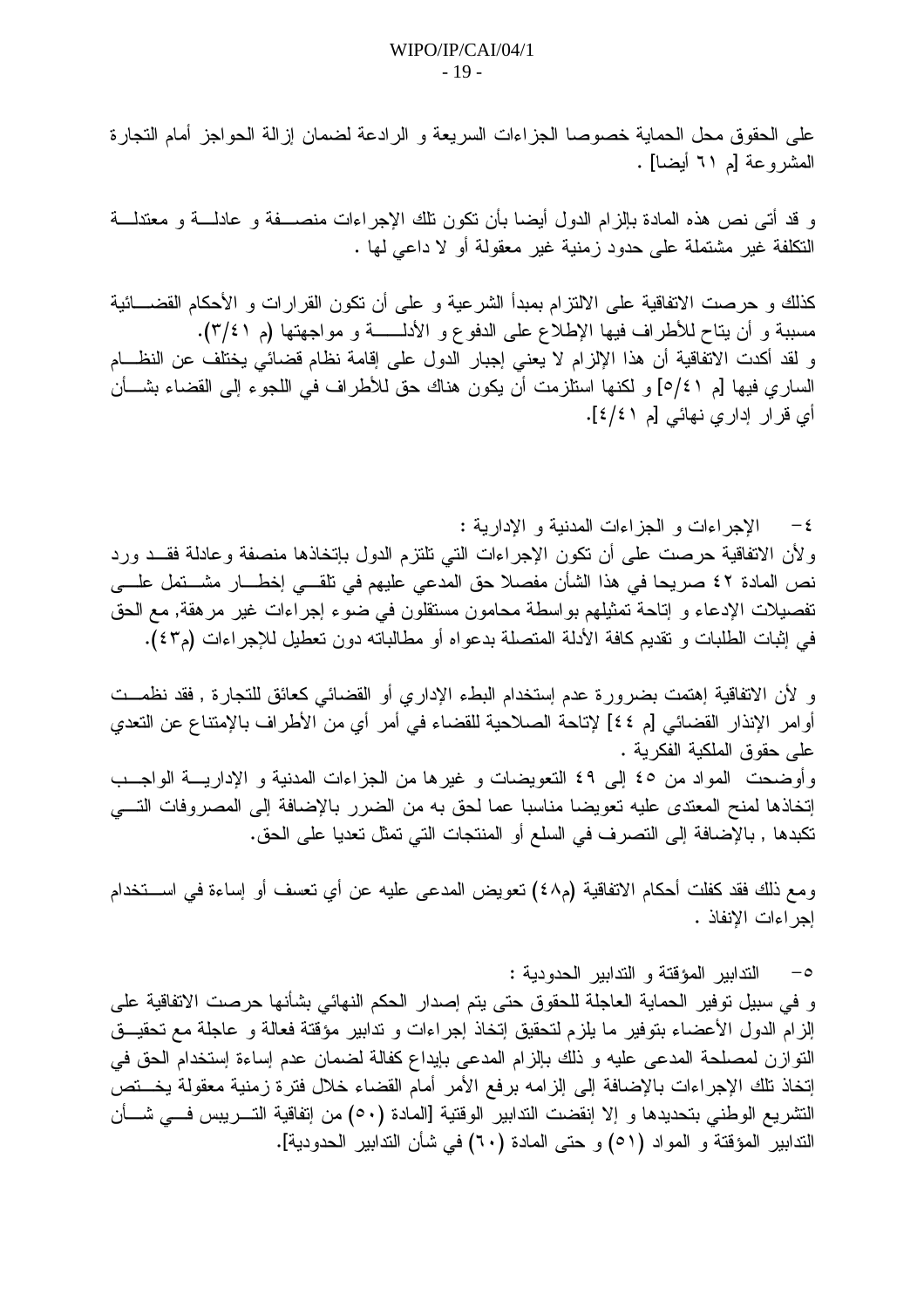على الحقوق محل الحماية خصوصا الجزاءات السريعة و الرادعة لضمان إزالة الحواجز أمام التجارة المشروعة [م ٦١ أيضا] .

و قد أتى نص هذه المادة بإلزام الدول أيضا بأن تكون تلك الإجراءات منصفة و عادلة و معتدلة التكلفة غير مشتملة على حدود زمنية غير معقولة أو لا داعي لها .

كذلك و حرصت الاتفاقية على الالتزام بمبدأ الشرعية و على أن تكون القرارات و الأحكام القضائية مسببة و أن يتاح للأطراف فيها الإطلاع على الدفوع و الأدلة و مواجهتها (م ٣/٤١).
و لقد أكدت الاتفاقية أن هذا الإلزام لا يعني إجبار الدول على إقامة نظام قضائي يختلف عن النظام الساري فيها [م ٥/٤١] و لكنها استلزمت أن يكون هناك حق للأطراف في اللجوء إلى القضاء بشأن أي قرار إداري نهائي [م ٤/٤١].

٤- الإجراءات و الجزاءات المدنية و الإدارية :
ولأن الاتفاقية حرصت على أن تكون الإجراءات التي تلتزم الدول بإتخاذها منصفة وعادلة فقد ورد نص المادة ٤٢ صريحا في هذا الشأن مفصلا حق المدعي عليهم في تلقي إخطار مشتمل على تفصيلات الإدعاء و إتاحة تمثيلهم بواسطة محامون مستقلون في ضوء إجراءات غير مرهقة, مع الحق في إثبات الطلبات و تقديم كافة الأدلة المتصلة بدعواه أو مطالباته دون تعطيل للإجراءات (م٤٣).

و لأن الاتفاقية إهتمت بضرورة عدم إستخدام البطء الإداري أو القضائي كعائق للتجارة , فقد نظمت أوامر الإنذار القضائي [م ٤٤] لإتاحة الصلاحية للقضاء في أمر أي من الأطراف بالإمتناع عن التعدي على حقوق الملكية الفكرية .
وأوضحت المواد من ٤٥ إلى ٤٩ التعويضات و غيرها من الجزاءات المدنية و الإدارية الواجب إتخاذها لمنح المعتدى عليه تعويضا مناسبا عما لحق به من الضرر بالإضافة إلى المصروفات التي تكبدها , بالإضافة إلى التصرف في السلع أو المنتجات التي تمثل تعديا على الحق.

ومع ذلك فقد كفلت أحكام الاتفاقية (م٤٨) تعويض المدعى عليه عن أي تعسف أو إساءة في استخدام إجراءات الإنفاذ .

٥- التدابير المؤقتة و التدابير الحدودية :
و في سبيل توفير الحماية العاجلة للحقوق حتى يتم إصدار الحكم النهائي بشأنها حرصت الاتفاقية على إلزام الدول الأعضاء بتوفير ما يلزم لتحقيق إتخاذ إجراءات و تدابير مؤقتة فعالة و عاجلة مع تحقيق التوازن لمصلحة المدعى عليه و ذلك بإلزام المدعى بإيداع كفالة لضمان عدم إساءة إستخدام الحق في إتخاذ تلك الإجراءات بالإضافة إلى إلزامه برفع الأمر أمام القضاء خلال فترة زمنية معقولة يختص التشريع الوطني بتحديدها و إلا إنقضت التدابير الوقتية [المادة (٥٠) من إتفاقية التريبس في شأن التدابير المؤقتة و المواد (٥١) و حتى المادة (٦٠) في شأن التدابير الحدودية].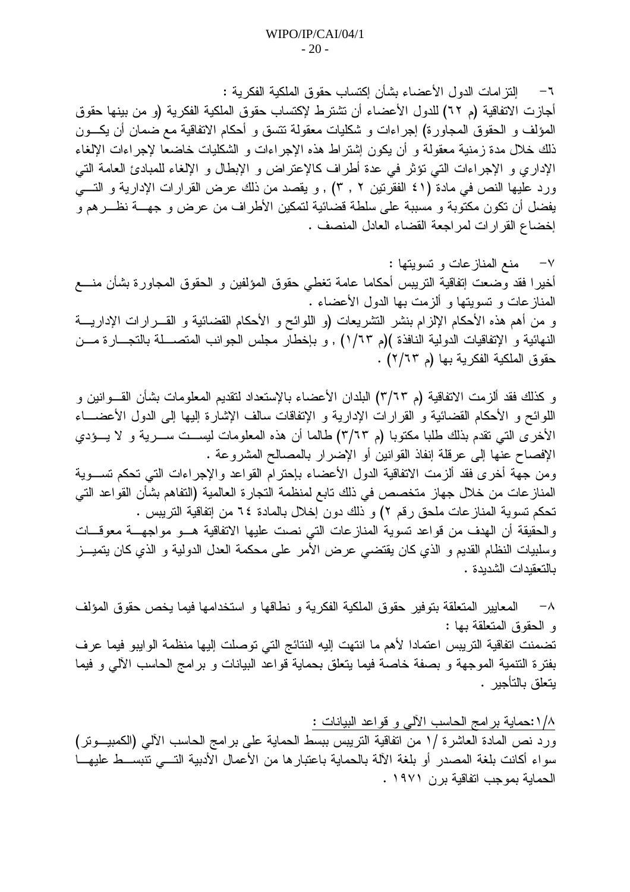٦- إلتزامات الدول الأعضاء بشأن إكتساب حقوق الملكية الفكرية :
أجازت الاتفاقية (م ٦٢) للدول الأعضاء أن تشترط لإكتساب حقوق الملكية الفكرية (و من بينها حقوق المؤلف و الحقوق المجاورة) إجراءات و شكليات معقولة تتسق و أحكام الاتفاقية مع ضمان أن يكون ذلك خلال مدة زمنية معقولة و أن يكون إشتراط هذه الإجراءات و الشكليات خاضعا لإجراءات الإلغاء الإداري و الإجراءات التي تؤثر في عدة أطراف كالإعتراض و الإبطال و الإلغاء للمبادئ العامة التي ورد عليها النص في مادة (٤١ الفقرتين ٢ , ٣) , و يقصد من ذلك عرض القرارات الإدارية و التي يفضل أن تكون مكتوبة و مسببة على سلطة قضائية لتمكين الأطراف من عرض و جهة نظرهم و إخضاع القرارات لمراجعة القضاء العادل المنصف .

٧- منع المنازعات و تسويتها :
أخيرا فقد وضعت إتفاقية التريبس أحكاما عامة تغطي حقوق المؤلفين و الحقوق المجاورة بشأن منع المنازعات و تسويتها و ألزمت بها الدول الأعضاء .
و من أهم هذه الأحكام الإلزام بنشر التشريعات (و اللوائح و الأحكام القضائية و القرارات الإدارية النهائية و الإتفاقيات الدولية النافذة )(م ١/٦٣) , و بإخطار مجلس الجوانب المتصلة بالتجارة من حقوق الملكية الفكرية بها (م ٢/٦٣) .

و كذلك فقد ألزمت الاتفاقية (م ٣/٦٣) البلدان الأعضاء بالإستعداد لتقديم المعلومات بشأن القوانين و اللوائح و الأحكام القضائية و القرارات الإدارية و الإتفاقات سالف الإشارة إليها إلى الدول الأعضاء الأخرى التي تقدم بذلك طلبا مكتوبا (م ٣/٦٣) طالما أن هذه المعلومات ليست سرية و لا يؤدي الإفصاح عنها إلى عرقلة إنفاذ القوانين أو الإضرار بالمصالح المشروعة .
ومن جهة أخرى فقد ألزمت الاتفاقية الدول الأعضاء بإحترام القواعد والإجراءات التي تحكم تسوية المنازعات من خلال جهاز متخصص في ذلك تابع لمنظمة التجارة العالمية (التفاهم بشأن القواعد التي تحكم تسوية المنازعات ملحق رقم ٢) و ذلك دون إخلال بالمادة ٦٤ من إتفاقية التريبس .
والحقيقة أن الهدف من قواعد تسوية المنازعات التي نصت عليها الاتفاقية هو مواجهة معوقات وسلبيات النظام القديم و الذي كان يقتضي عرض الأمر على محكمة العدل الدولية و الذي كان يتميز بالتعقيدات الشديدة .

٨- المعايير المتعلقة بتوفير حقوق الملكية الفكرية و نطاقها و استخدامها فيما يخص حقوق المؤلف و الحقوق المتعلقة بها :
تضمنت اتفاقية التريبس اعتمادا لأهم ما انتهت إليه النتائج التي توصلت إليها منظمة الوايبو فيما عرف بفترة التنمية الموجهة و بصفة خاصة فيما يتعلق بحماية قواعد البيانات و برامج الحاسب الآلي و فيما يتعلق بالتأجير .

<u>١/٨:حماية برامج الحاسب الآلي و قواعد البيانات :</u>
ورد نص المادة العاشرة /١ من اتفاقية التريبس ببسط الحماية على برامج الحاسب الآلي (الكمبيوتر) سواء أكانت بلغة المصدر أو بلغة الآلة بالحماية باعتبارها من الأعمال الأدبية التي تنبسط عليها الحماية بموجب اتفاقية برن ١٩٧١ .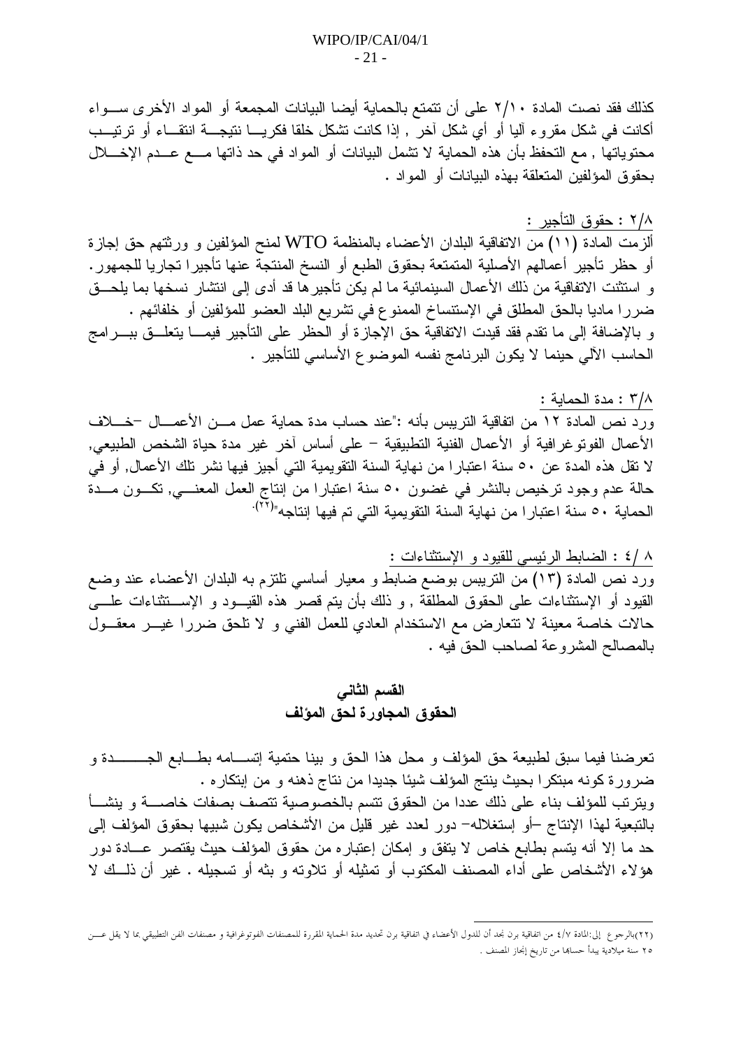كذلك فقد نصت المادة ٢/١٠ على أن تتمتع بالحماية أيضا البيانات المجمعة أو المواد الأخرى سـواء أكانت في شكل مقروء آليا أو أي شكل آخر , إذا كانت تشكل خلقا فكريـا نتيجـة انتقـاء أو ترتيـب محتوياتها , مع التحفظ بأن هذه الحماية لا تشمل البيانات أو المواد في حد ذاتها مـع عـدم الإخـلال بحقوق المؤلفين المتعلقة بهذه البيانات أو المواد .

٢/٨ : حقوق التأجير :

ألزمت المادة (١١) من الاتفاقية البلدان الأعضاء بالمنظمة WTO لمنح المؤلفين و ورثتهم حق إجازة أو حظر تأجير أعمالهم الأصلية المتمتعة بحقوق الطبع أو النسخ المنتجة عنها تأجيرا تجاريا للجمهور. و استثنت الاتفاقية من ذلك الأعمال السينمائية ما لم يكن تأجيرها قد أدى إلى انتشار نسخها بما يلحـق ضررا ماديا بالحق المطلق في الإستنساخ الممنوع في تشريع البلد العضو للمؤلفين أو خلفائهم . و بالإضافة إلى ما تقدم فقد قيدت الاتفاقية حق الإجازة أو الحظر على التأجير فيمـا يتعلـق ببـرامج الحاسب الآلي حينما لا يكون البرنامج نفسه الموضوع الأساسي للتأجير .

٣/٨ : مدة الحماية :

ورد نص المادة ١٢ من اتفاقية التربيس بأنه :"عند حساب مدة حماية عمل مـن الأعمـال –خـلاف الأعمال الفوتوغرافية أو الأعمال الفنية التطبيقية – على أساس آخر غير مدة حياة الشخص الطبيعي, لا تقل هذه المدة عن ٥٠ سنة اعتبارا من نهاية السنة التقويمية التي أجيز فيها نشر تلك الأعمال, أو في حالة عدم وجود ترخيص بالنشر في غضون ٥٠ سنة اعتبارا من إنتاج العمل المعنـي, تكـون مـدة الحماية ٥٠ سنة اعتبارا من نهاية السنة التقويمية التي تم فيها إنتاجه"[٢٢].

٤/٨ : الضابط الرئيسي للقيود و الإستثناءات :

ورد نص المادة (١٣) من التربيس بوضع ضابط و معيار أساسي تلتزم به البلدان الأعضاء عند وضع القيود أو الإستثناءات على الحقوق المطلقة , و ذلك بأن يتم قصر هذه القيـود و الإسـتثناءات علـى حالات خاصة معينة لا تتعارض مع الاستخدام العادي للعمل الفني و لا تلحق ضررا غيـر معقـول بالمصالح المشروعة لصاحب الحق فيه .

## القسم الثاني
## الحقوق المجاورة لحق المؤلف

تعرضنا فيما سبق لطبيعة حق المؤلف و محل هذا الحق و بينا حتمية إتسـامه بطـابع الجـدة و ضرورة كونه مبتكرا بحيث ينتج المؤلف شيئا جديدا من نتاج ذهنه و من إبتكاره .
ويترتب للمؤلف بناء على ذلك عددا من الحقوق تتسم بالخصوصية تتصف بصفات خاصـة و ينشـأ بالتبعية لهذا الإنتاج –أو إستغلاله– دور لعدد غير قليل من الأشخاص يكون شبيها بحقوق المؤلف إلى حد ما إلا أنه يتسم بطابع خاص لا يتفق و إمكان إعتباره من حقوق المؤلف حيث يقتصر عـادة دور هؤلاء الأشخاص على أداء المصنف المكتوب أو تمثيله أو تلاوته و بثه أو تسجيله . غير أن ذلـك لا

---

(٢٢)بالرجوع إلى:المادة ٤/٧ من اتفاقية برن نجد أن للدول الأعضاء في اتفاقية برن تحديد مدة الحماية المقررة للمصنفات الفوتوغرافية و مصنفات الفن التطبيقي بما لا يقل عـن ٢٥ سنة ميلادية يبدأ حسابها من تاريخ إنجاز المصنف .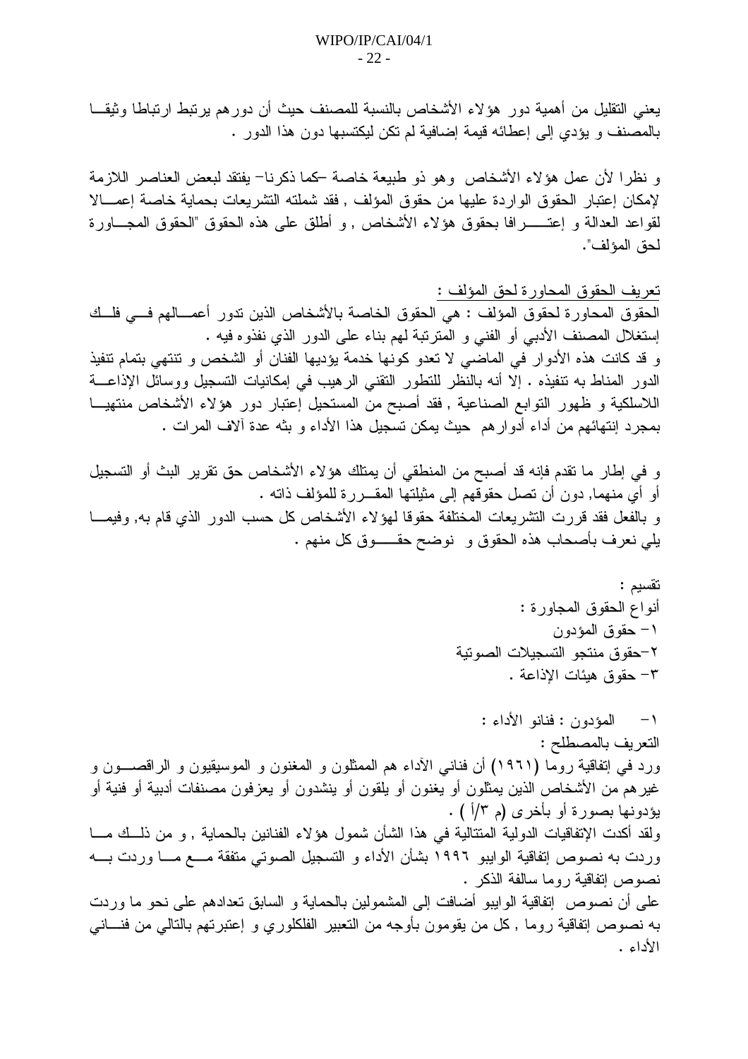يعني التقليل من أهمية دور هؤلاء الأشخاص بالنسبة للمصنف حيث أن دورهم يرتبط ارتباطا وثيقا بالمصنف و يؤدي إلى إعطائه قيمة إضافية لم تكن ليكتسبها دون هذا الدور .

و نظرا لأن عمل هؤلاء الأشخاص وهو ذو طبيعة خاصة –كما ذكرنا– يفتقد لبعض العناصر اللازمة لإمكان إعتبار الحقوق الواردة عليها من حقوق المؤلف , فقد شملته التشريعات بحماية خاصة إعمالا لقواعد العدالة و إعترافا بحقوق هؤلاء الأشخاص , و أطلق على هذه الحقوق "الحقوق المجاورة لحق المؤلف".

<u>تعريف الحقوق المحاورة لحق المؤلف :</u>

الحقوق المحاورة لحقوق المؤلف : هي الحقوق الخاصة بالأشخاص الذين تدور أعمالهم في فلك إستغلال المصنف الأدبي أو الفني و المترتبة لهم بناء على الدور الذي نفذوه فيه .

و قد كانت هذه الأدوار في الماضي لا تعدو كونها خدمة يؤديها الفنان أو الشخص و تنتهي بتمام تنفيذ الدور المناط به تنفيذه . إلا أنه بالنظر للتطور التقني الرهيب في إمكانيات التسجيل ووسائل الإذاعة اللاسلكية و ظهور التوابع الصناعية , فقد أصبح من المستحيل إعتبار دور هؤلاء الأشخاص منتهيا بمجرد إنتهائهم من أداء أدوارهم حيث يمكن تسجيل هذا الأداء و بثه عدة آلاف المرات .

و في إطار ما تقدم فإنه قد أصبح من المنطقي أن يمتلك هؤلاء الأشخاص حق تقرير البث أو التسجيل أو أي منهما, دون أن تصل حقوقهم إلى مثيلتها المقررة للمؤلف ذاته .

و بالفعل فقد قررت التشريعات المختلفة حقوقا لهؤلاء الأشخاص كل حسب الدور الذي قام به, وفيما يلي نعرف بأصحاب هذه الحقوق و نوضح حقوق كل منهم .

تقسيم :

أنواع الحقوق المجاورة :

١– حقوق المؤدون

٢–حقوق منتجو التسجيلات الصوتية

٣– حقوق هيئات الإذاعة .

١– المؤدون : فنانو الأداء :

التعريف بالمصطلح :

ورد في إتفاقية روما (١٩٦١) أن فناني الآداء هم الممثلون و المغنون و الموسيقيون و الراقصون و غيرهم من الأشخاص الذين يمثلون أو يغنون أو يلقون أو ينشدون أو يعزفون مصنفات أدبية أو فنية أو يؤدونها بصورة أو بأخرى (م ٣/أ ) .

ولقد أكدت الإتفاقيات الدولية المتتالية في هذا الشأن شمول هؤلاء الفنانين بالحماية , و من ذلك ما وردت به نصوص إتفاقية الوايبو ١٩٩٦ بشأن الأداء و التسجيل الصوتي متفقة مع ما وردت به نصوص إتفاقية روما سالفة الذكر .

على أن نصوص إتفاقية الوايبو أضافت إلى المشمولين بالحماية و السابق تعدادهم على نحو ما وردت به نصوص إتفاقية روما , كل من يقومون بأوجه من التعبير الفلكلوري و إعتبرتهم بالتالي من فناني الأداء .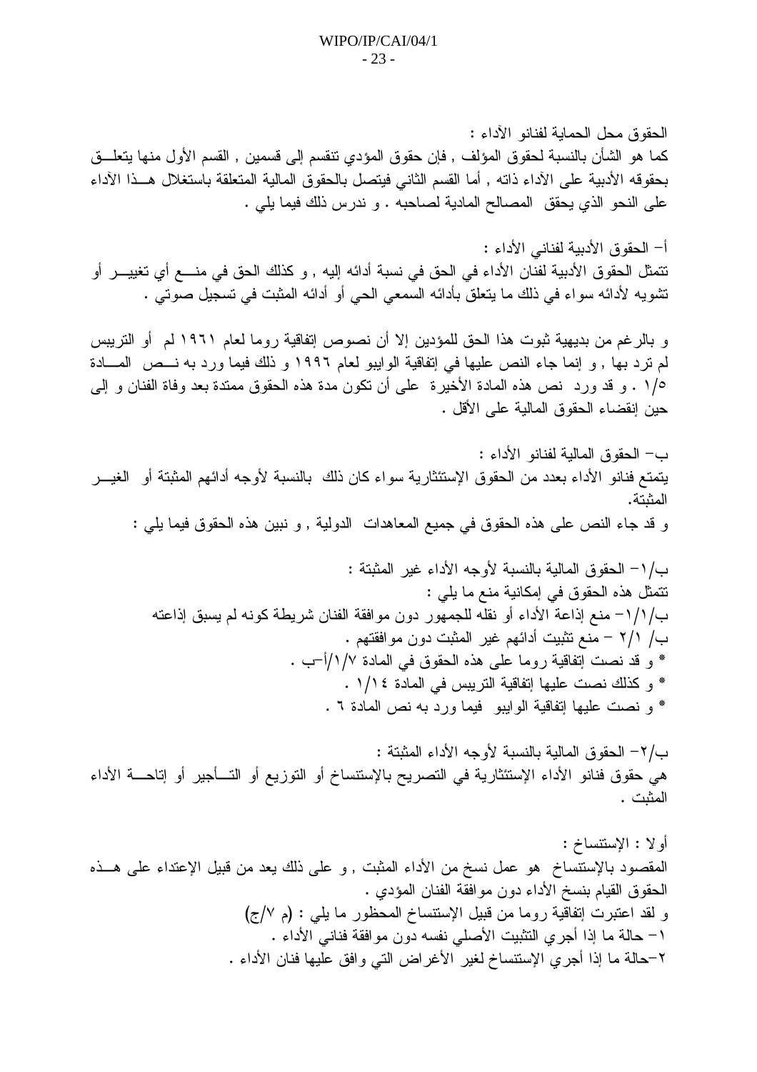الحقوق محل الحماية لفنانو الأداء :

كما هو الشأن بالنسبة لحقوق المؤلف , فإن حقوق المؤدي تنقسم إلى قسمين , القسم الأول منها يتعلق بحقوقه الأدبية على الأداء ذاته , أما القسم الثاني فيتصل بالحقوق المالية المتعلقة باستغلال هذا الأداء على النحو الذي يحقق المصالح المادية لصاحبه . و ندرس ذلك فيما يلي .

أ– الحقوق الأدبية لفناني الأداء :

تتمثل الحقوق الأدبية لفنان الأداء في الحق في نسبة أدائه إليه , و كذلك الحق في منع أي تغيير أو تشويه لأدائه سواء في ذلك ما يتعلق بأدائه السمعي الحي أو أدائه المثبت في تسجيل صوتي .

و بالرغم من بديهية ثبوت هذا الحق للمؤدين إلا أن نصوص إتفاقية روما لعام ١٩٦١ لم أو التريبس لم ترد بها , و إنما جاء النص عليها في إتفاقية الوايبو لعام ١٩٩٦ و ذلك فيما ورد به نص المادة ٥/١ . و قد ورد نص هذه المادة الأخيرة على أن تكون مدة هذه الحقوق ممتدة بعد وفاة الفنان و إلى حين إنقضاء الحقوق المالية على الأقل .

ب– الحقوق المالية لفنانو الأداء :

يتمتع فنانو الأداء بعدد من الحقوق الإستئثارية سواء كان ذلك بالنسبة لأوجه أدائهم المثبتة أو الغير المثبتة.

و قد جاء النص على هذه الحقوق في جميع المعاهدات الدولية , و نبين هذه الحقوق فيما يلي :

ب/١– الحقوق المالية بالنسبة لأوجه الأداء غير المثبتة :

تتمثل هذه الحقوق في إمكانية منع ما يلي :

ب/١/١– منع إذاعة الأداء أو نقله للجمهور دون موافقة الفنان شريطة كونه لم يسبق إذاعته

ب/ ٢/١ – منع تثبيت أدائهم غير المثبت دون موافقتهم .

* و قد نصت إتفاقية روما على هذه الحقوق في المادة ٧/١/أ–ب .
* و كذلك نصت عليها إتفاقية التريبس في المادة ١/١٤ .
* و نصت عليها إتفاقية الوايبو فيما ورد به نص المادة ٦ .

ب/٢– الحقوق المالية بالنسبة لأوجه الأداء المثبتة :

هي حقوق فنانو الأداء الإستئثارية في التصريح بالإستنساخ أو التوزيع أو التأجير أو إتاحة الأداء المثبت .

أولا : الإستنساخ :

المقصود بالإستنساخ هو عمل نسخ من الأداء المثبت , و على ذلك يعد من قبيل الإعتداء على هذه الحقوق القيام بنسخ الأداء دون موافقة الفنان المؤدي .

و لقد اعتبرت إتفاقية روما من قبيل الإستنساخ المحظور ما يلي : (م ٧/ج)

١– حالة ما إذا أجري التثبيت الأصلي نفسه دون موافقة فناني الأداء .

٢–حالة ما إذا أجري الإستنساخ لغير الأغراض التي وافق عليها فنان الأداء .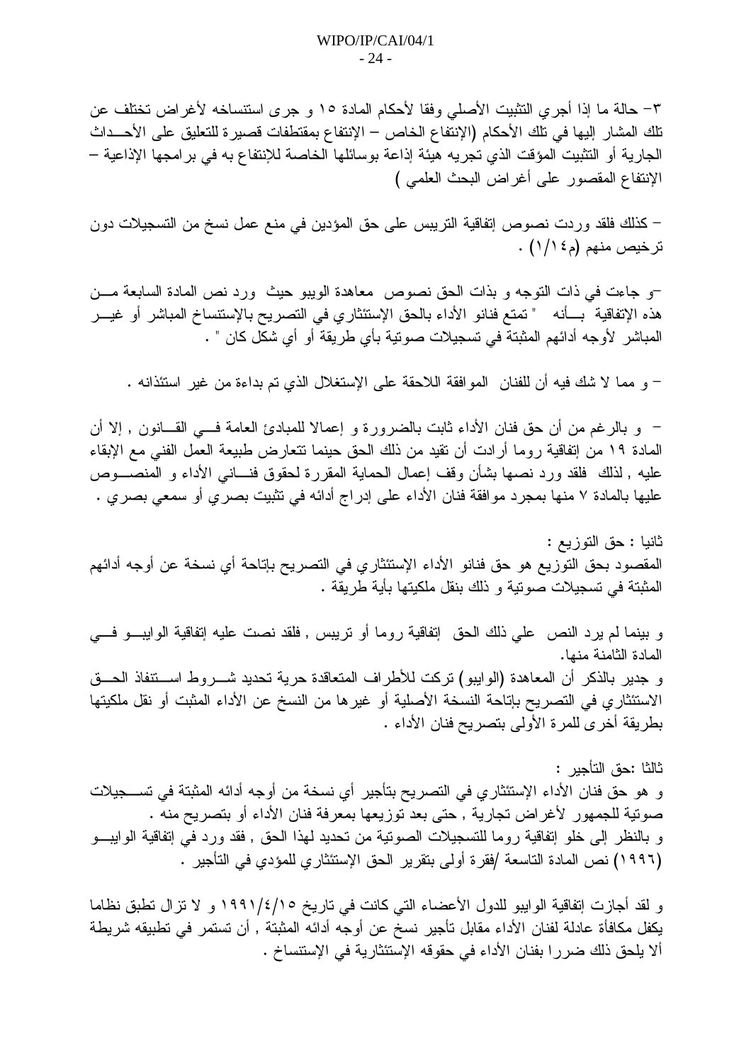٣- حالة ما إذا أجري التثبيت الأصلي وفقا لأحكام المادة ١٥ و جرى استنساخه لأغراض تختلف عن تلك المشار إليها في تلك الأحكام (الإنتفاع الخاص – الإنتفاع بمقتطفات قصيرة للتعليق على الأحداث الجارية أو التثبيت المؤقت الذي تجريه هيئة إذاعة بوسائلها الخاصة للإنتفاع به في برامجها الإذاعية – الإنتفاع المقصور على أغراض البحث العلمي )

– كذلك فلقد وردت نصوص إتفاقية التريبس على حق المؤدين في منع عمل نسخ من التسجيلات دون ترخيص منهم (م١/١٤) .

–و جاءت في ذات التوجه و بذات الحق نصوص معاهدة الويبو حيث ورد نص المادة السابعة من هذه الإتفاقية بأنه " تمتع فنانو الأداء بالحق الإستئثاري في التصريح بالإستنساخ المباشر أو غير المباشر لأوجه أدائهم المثبتة في تسجيلات صوتية بأي طريقة أو أي شكل كان " .

– و مما لا شك فيه أن للفنان الموافقة اللاحقة على الإستغلال الذي تم بداءة من غير استئذانه .

– و بالرغم من أن حق فنان الأداء ثابت بالضرورة و إعمالا للمبادئ العامة في القانون , إلا أن المادة ١٩ من إتفاقية روما أرادت أن تقيد من ذلك الحق حينما تتعارض طبيعة العمل الفني مع الإبقاء عليه , لذلك فلقد ورد نصها بشأن وقف إعمال الحماية المقررة لحقوق فناني الأداء و المنصوص عليها بالمادة ٧ منها بمجرد موافقة فنان الأداء على إدراج أدائه في تثبيت بصري أو سمعي بصري .

ثانيا : حق التوزيع :
المقصود بحق التوزيع هو حق فنانو الأداء الإستئثاري في التصريح بإتاحة أي نسخة عن أوجه أدائهم المثبتة في تسجيلات صوتية و ذلك بنقل ملكيتها بأية طريقة .

و بينما لم يرد النص علي ذلك الحق إتفاقية روما أو تريبس , فلقد نصت عليه إتفاقية الوايبو في المادة الثامنة منها.
و جدير بالذكر أن المعاهدة (الوايبو) تركت للأطراف المتعاقدة حرية تحديد شروط استنفاذ الحق الاستئثاري في التصريح بإتاحة النسخة الأصلية أو غيرها من النسخ عن الأداء المثبت أو نقل ملكيتها بطريقة أخرى للمرة الأولى بتصريح فنان الأداء .

ثالثا :حق التأجير :
و هو حق فنان الأداء الإستئثاري في التصريح بتأجير أي نسخة من أوجه أدائه المثبتة في تسجيلات صوتية للجمهور لأغراض تجارية , حتى بعد توزيعها بمعرفة فنان الأداء أو بتصريح منه .
و بالنظر إلى خلو إتفاقية روما للتسجيلات الصوتية من تحديد لهذا الحق , فقد ورد في إتفاقية الوايبو (١٩٩٦) نص المادة التاسعة /فقرة أولى بتقرير الحق الإستئثاري للمؤدي في التأجير .

و لقد أجازت إتفاقية الوايبو للدول الأعضاء التي كانت في تاريخ ١٩٩١/٤/١٥ و لا تزال تطبق نظاما يكفل مكافأة عادلة لفنان الأداء مقابل تأجير نسخ عن أوجه أدائه المثبتة , أن تستمر في تطبيقه شريطة ألا يلحق ذلك ضررا بفنان الأداء في حقوقه الإستئثارية في الإستنساخ .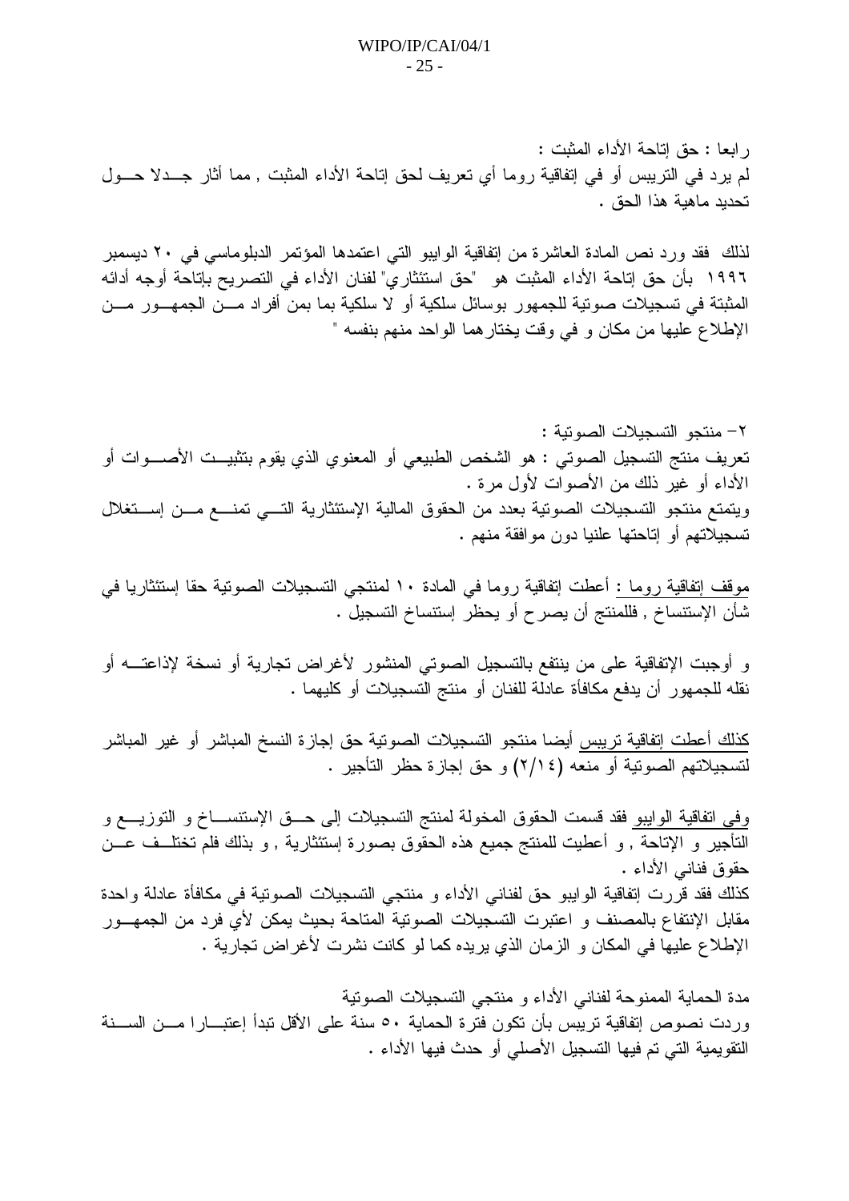رابعا : حق إتاحة الأداء المثبت :
لم يرد في التريبس أو في إتفاقية روما أي تعريف لحق إتاحة الأداء المثبت , مما أثار جدلا حول تحديد ماهية هذا الحق .

لذلك فقد ورد نص المادة العاشرة من إتفاقية الوايبو التي اعتمدها المؤتمر الدبلوماسي في ٢٠ ديسمبر ١٩٩٦ بأن حق إتاحة الأداء المثبت هو "حق استئثاري" لفنان الأداء في التصريح بإتاحة أوجه أدائه المثبتة في تسجيلات صوتية للجمهور بوسائل سلكية أو لا سلكية بما بمن أفراد من الجمهور من الإطلاع عليها من مكان و في وقت يختارهما الواحد منهم بنفسه "

٢- منتجو التسجيلات الصوتية :
تعريف منتج التسجيل الصوتي : هو الشخص الطبيعي أو المعنوي الذي يقوم بتثبيت الأصوات أو الأداء أو غير ذلك من الأصوات لأول مرة .
ويتمتع منتجو التسجيلات الصوتية بعدد من الحقوق المالية الإستئثارية التي تمنع من إستغلال تسجيلاتهم أو إتاحتها علنيا دون موافقة منهم .

<u>موقف إتفاقية روما</u> : أعطت إتفاقية روما في المادة ١٠ لمنتجي التسجيلات الصوتية حقا إستئثاريا في شأن الإستنساخ , فللمنتج أن يصرح أو يحظر إستنساخ التسجيل .

و أوجبت الإتفاقية على من ينتفع بالتسجيل الصوتي المنشور لأغراض تجارية أو نسخة لإذاعته أو نقله للجمهور أن يدفع مكافأة عادلة للفنان أو منتج التسجيلات أو كليهما .

<u>كذلك أعطت إتفاقية تريبس</u> أيضا منتجو التسجيلات الصوتية حق إجازة النسخ المباشر أو غير المباشر لتسجيلاتهم الصوتية أو منعه (٢/١٤) و حق إجازة حظر التأجير .

<u>وفي اتفاقية الوايبو</u> فقد قسمت الحقوق المخولة لمنتج التسجيلات إلى حق الإستنساخ و التوزيع و التأجير و الإتاحة , و أعطيت للمنتج جميع هذه الحقوق بصورة إستئثارية , و بذلك فلم تختلف عن حقوق فناني الأداء .
كذلك فقد قررت إتفاقية الوايبو حق لفناني الأداء و منتجي التسجيلات الصوتية في مكافأة عادلة واحدة مقابل الإنتفاع بالمصنف و اعتبرت التسجيلات الصوتية المتاحة بحيث يمكن لأي فرد من الجمهور الإطلاع عليها في المكان و الزمان الذي يريده كما لو كانت نشرت لأغراض تجارية .

مدة الحماية الممنوحة لفناني الأداء و منتجي التسجيلات الصوتية
وردت نصوص إتفاقية تريبس بأن تكون فترة الحماية ٥٠ سنة على الأقل تبدأ إعتبارا من السنة التقويمية التي تم فيها التسجيل الأصلي أو حدث فيها الأداء .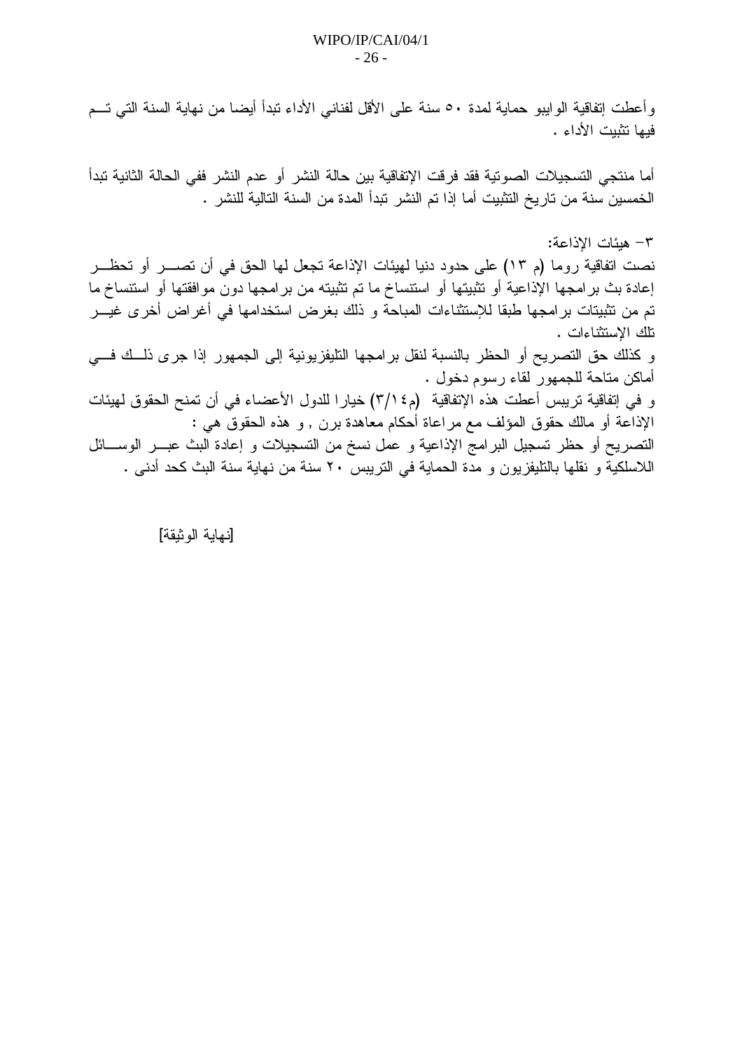وأعطت إتفاقية الوايبو حماية لمدة ٥٠ سنة على الأقل لفناني الأداء تبدأ أيضا من نهاية السنة التي تم فيها تثبيت الأداء .

أما منتجي التسجيلات الصوتية فقد فرقت الإتفاقية بين حالة النشر أو عدم النشر ففي الحالة الثانية تبدأ الخمسين سنة من تاريخ التثبيت أما إذا تم النشر تبدأ المدة من السنة التالية للنشر .

٣- هيئات الإذاعة:

نصت اتفاقية روما (م ١٣) على حدود دنيا لهيئات الإذاعة تجعل لها الحق في أن تصرح أو تحظر إعادة بث برامجها الإذاعية أو تثبيتها أو استنساخ ما تم تثبيته من برامجها دون موافقتها أو استنساخ ما تم من تثبيتات برامجها طبقا للإستثناءات المباحة و ذلك بغرض استخدامها في أغراض أخرى غير تلك الإستثناءات .

و كذلك حق التصريح أو الحظر بالنسبة لنقل برامجها التليفزيونية إلى الجمهور إذا جرى ذلك في أماكن متاحة للجمهور لقاء رسوم دخول .

و في إتفاقية تريبس أعطت هذه الإتفاقية (م١٤/٣) خيارا للدول الأعضاء في أن تمنح الحقوق لهيئات الإذاعة أو مالك حقوق المؤلف مع مراعاة أحكام معاهدة برن , و هذه الحقوق هي :

التصريح أو حظر تسجيل البرامج الإذاعية و عمل نسخ من التسجيلات و إعادة البث عبر الوسائل اللاسلكية و نقلها بالتليفزيون و مدة الحماية في التريبس ٢٠ سنة من نهاية سنة البث كحد أدنى .

[نهاية الوثيقة]